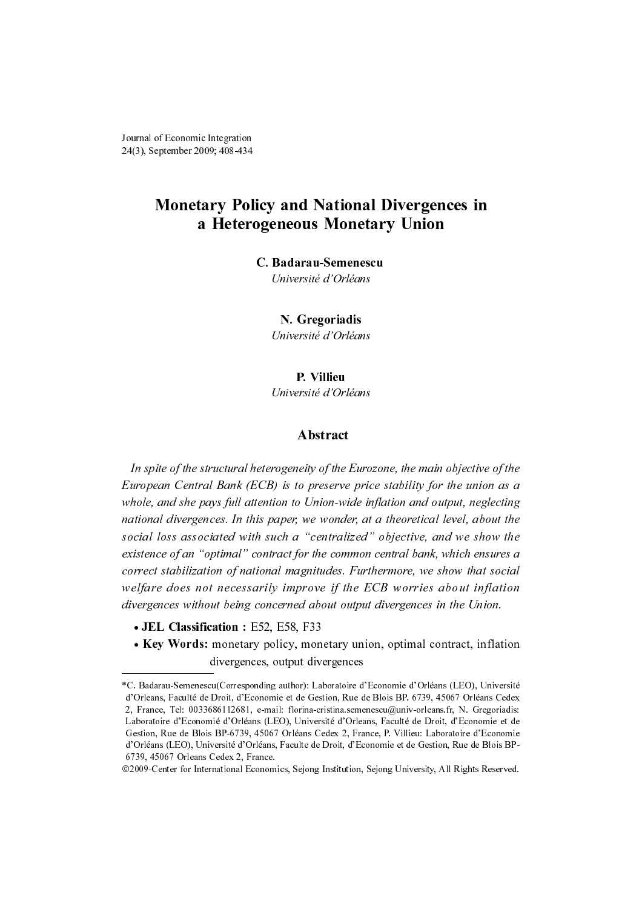# Monetary Policy and National Divergences in a Heterogeneous Monetary Union

**C. Badarau-Semenescu**
*Université d'Orléans*

**N. Gregoriadis**
*Université d'Orléans*

**P. Villieu**
*Université d'Orléans*

## Abstract

*In spite of the structural heterogeneity of the Eurozone, the main objective of the European Central Bank (ECB) is to preserve price stability for the union as a whole, and she pays full attention to Union-wide inflation and output, neglecting national divergences. In this paper, we wonder, at a theoretical level, about the social loss associated with such a "centralized" objective, and we show the existence of an "optimal" contract for the common central bank, which ensures a correct stabilization of national magnitudes. Furthermore, we show that social welfare does not necessarily improve if the ECB worries about inflation divergences without being concerned about output divergences in the Union.*

- **JEL Classification :** E52, E58, F33
- **Key Words:** monetary policy, monetary union, optimal contract, inflation divergences, output divergences

---

*C. Badarau-Semenescu(Corresponding author): Laboratoire d'Economie d'Orléans (LEO), Université d'Orleans, Faculté de Droit, d'Economie et de Gestion, Rue de Blois BP. 6739, 45067 Orléans Cedex 2, France, Tel: 0033686112681, e-mail: florina-cristina.semenescu@univ-orleans.fr, N. Gregoriadis: Laboratoire d'Economié d'Orléans (LEO), Université d'Orleans, Faculté de Droit, d'Economie et de Gestion, Rue de Blois BP-6739, 45067 Orléans Cedex 2, France, P. Villieu: Laboratoire d'Economie d'Orléans (LEO), Université d'Orléans, Faculte de Droit, d'Economie et de Gestion, Rue de Blois BP-6739, 45067 Orleans Cedex 2, France.

©2009-Center for International Economics, Sejong Institution, Sejong University, All Rights Reserved.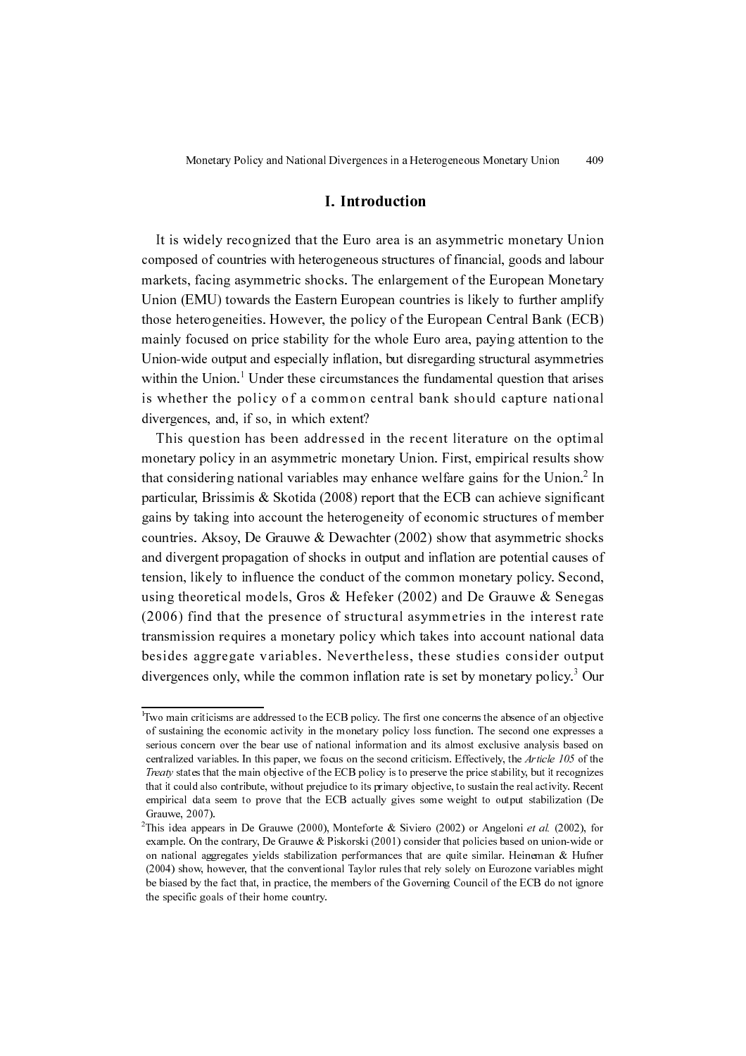# I. Introduction

It is widely recognized that the Euro area is an asymmetric monetary Union composed of countries with heterogeneous structures of financial, goods and labour markets, facing asymmetric shocks. The enlargement of the European Monetary Union (EMU) towards the Eastern European countries is likely to further amplify those heterogeneities. However, the policy of the European Central Bank (ECB) mainly focused on price stability for the whole Euro area, paying attention to the Union-wide output and especially inflation, but disregarding structural asymmetries within the Union.[1] Under these circumstances the fundamental question that arises is whether the policy of a common central bank should capture national divergences, and, if so, in which extent?

This question has been addressed in the recent literature on the optimal monetary policy in an asymmetric monetary Union. First, empirical results show that considering national variables may enhance welfare gains for the Union.[2] In particular, Brissimis & Skotida (2008) report that the ECB can achieve significant gains by taking into account the heterogeneity of economic structures of member countries. Aksoy, De Grauwe & Dewachter (2002) show that asymmetric shocks and divergent propagation of shocks in output and inflation are potential causes of tension, likely to influence the conduct of the common monetary policy. Second, using theoretical models, Gros & Hefeker (2002) and De Grauwe & Senegas (2006) find that the presence of structural asymmetries in the interest rate transmission requires a monetary policy which takes into account national data besides aggregate variables. Nevertheless, these studies consider output divergences only, while the common inflation rate is set by monetary policy.[3] Our

---

[1] Two main criticisms are addressed to the ECB policy. The first one concerns the absence of an objective of sustaining the economic activity in the monetary policy loss function. The second one expresses a serious concern over the bear use of national information and its almost exclusive analysis based on centralized variables. In this paper, we focus on the second criticism. Effectively, the *Article 105* of the *Treaty* states that the main objective of the ECB policy is to preserve the price stability, but it recognizes that it could also contribute, without prejudice to its primary objective, to sustain the real activity. Recent empirical data seem to prove that the ECB actually gives some weight to output stabilization (De Grauwe, 2007).

[2] This idea appears in De Grauwe (2000), Monteforte & Siviero (2002) or Angeloni *et al.* (2002), for example. On the contrary, De Grauwe & Piskorski (2001) consider that policies based on union-wide or on national aggregates yields stabilization performances that are quite similar. Heineman & Hufner (2004) show, however, that the conventional Taylor rules that rely solely on Eurozone variables might be biased by the fact that, in practice, the members of the Governing Council of the ECB do not ignore the specific goals of their home country.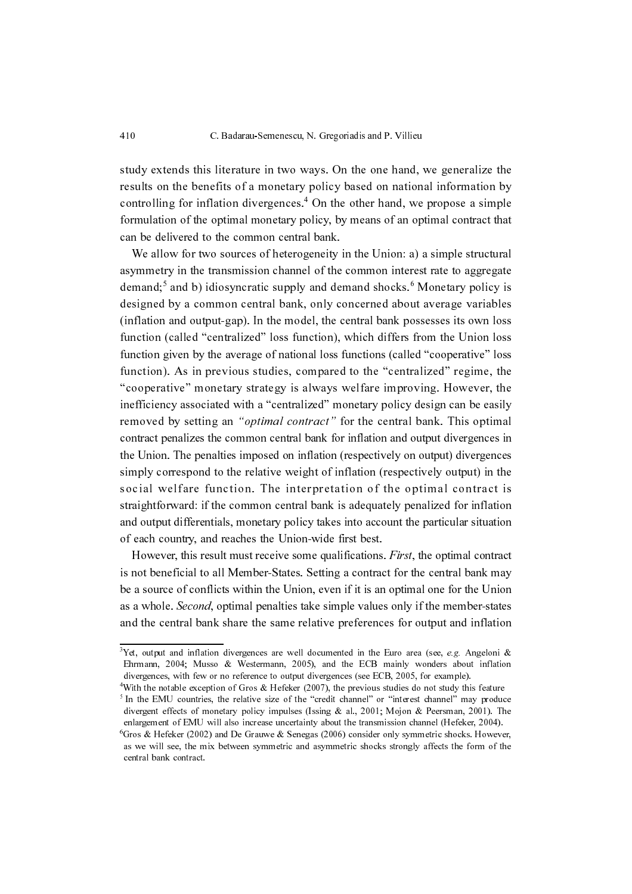study extends this literature in two ways. On the one hand, we generalize the results on the benefits of a monetary policy based on national information by controlling for inflation divergences.[4] On the other hand, we propose a simple formulation of the optimal monetary policy, by means of an optimal contract that can be delivered to the common central bank.

We allow for two sources of heterogeneity in the Union: a) a simple structural asymmetry in the transmission channel of the common interest rate to aggregate demand;[5] and b) idiosyncratic supply and demand shocks.[6] Monetary policy is designed by a common central bank, only concerned about average variables (inflation and output-gap). In the model, the central bank possesses its own loss function (called "centralized" loss function), which differs from the Union loss function given by the average of national loss functions (called "cooperative" loss function). As in previous studies, compared to the "centralized" regime, the "cooperative" monetary strategy is always welfare improving. However, the inefficiency associated with a "centralized" monetary policy design can be easily removed by setting an *"optimal contract"* for the central bank. This optimal contract penalizes the common central bank for inflation and output divergences in the Union. The penalties imposed on inflation (respectively on output) divergences simply correspond to the relative weight of inflation (respectively output) in the social welfare function. The interpretation of the optimal contract is straightforward: if the common central bank is adequately penalized for inflation and output differentials, monetary policy takes into account the particular situation of each country, and reaches the Union-wide first best.

However, this result must receive some qualifications. *First*, the optimal contract is not beneficial to all Member-States. Setting a contract for the central bank may be a source of conflicts within the Union, even if it is an optimal one for the Union as a whole. *Second*, optimal penalties take simple values only if the member-states and the central bank share the same relative preferences for output and inflation

---

[3]Yet, output and inflation divergences are well documented in the Euro area (see, *e.g.* Angeloni & Ehrmann, 2004; Musso & Westermann, 2005), and the ECB mainly wonders about inflation divergences, with few or no reference to output divergences (see ECB, 2005, for example).

[4]With the notable exception of Gros & Hefeker (2007), the previous studies do not study this feature

[5] In the EMU countries, the relative size of the "credit channel" or "interest channel" may produce divergent effects of monetary policy impulses (Issing & al., 2001; Mojon & Peersman, 2001). The enlargement of EMU will also increase uncertainty about the transmission channel (Hefeker, 2004).

[6]Gros & Hefeker (2002) and De Grauwe & Senegas (2006) consider only symmetric shocks. However, as we will see, the mix between symmetric and asymmetric shocks strongly affects the form of the central bank contract.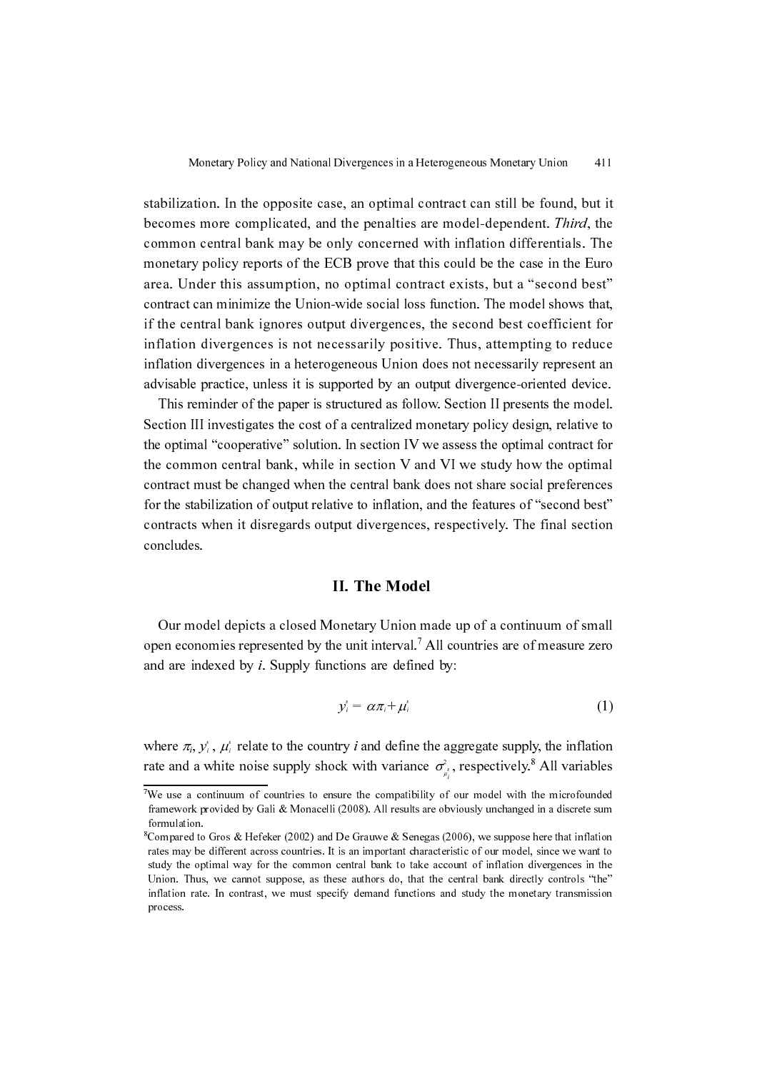stabilization. In the opposite case, an optimal contract can still be found, but it becomes more complicated, and the penalties are model-dependent. *Third*, the common central bank may be only concerned with inflation differentials. The monetary policy reports of the ECB prove that this could be the case in the Euro area. Under this assumption, no optimal contract exists, but a "second best" contract can minimize the Union-wide social loss function. The model shows that, if the central bank ignores output divergences, the second best coefficient for inflation divergences is not necessarily positive. Thus, attempting to reduce inflation divergences in a heterogeneous Union does not necessarily represent an advisable practice, unless it is supported by an output divergence-oriented device.

This reminder of the paper is structured as follow. Section II presents the model. Section III investigates the cost of a centralized monetary policy design, relative to the optimal "cooperative" solution. In section IV we assess the optimal contract for the common central bank, while in section V and VI we study how the optimal contract must be changed when the central bank does not share social preferences for the stabilization of output relative to inflation, and the features of "second best" contracts when it disregards output divergences, respectively. The final section concludes.

## II. The Model

Our model depicts a closed Monetary Union made up of a continuum of small open economies represented by the unit interval.[7] All countries are of measure zero and are indexed by *i*. Supply functions are defined by:

$$y_i^s = \alpha\pi_i + \mu_i^s \tag{1}$$

where $\pi_i$, $y_i^s$, $\mu_i^s$ relate to the country *i* and define the aggregate supply, the inflation rate and a white noise supply shock with variance $\sigma^2_{\mu_i^s}$, respectively.[8] All variables

[7] We use a continuum of countries to ensure the compatibility of our model with the microfounded framework provided by Gali & Monacelli (2008). All results are obviously unchanged in a discrete sum formulation.

[8] Compared to Gros & Hefeker (2002) and De Grauwe & Senegas (2006), we suppose here that inflation rates may be different across countries. It is an important characteristic of our model, since we want to study the optimal way for the common central bank to take account of inflation divergences in the Union. Thus, we cannot suppose, as these authors do, that the central bank directly controls "the" inflation rate. In contrast, we must specify demand functions and study the monetary transmission process.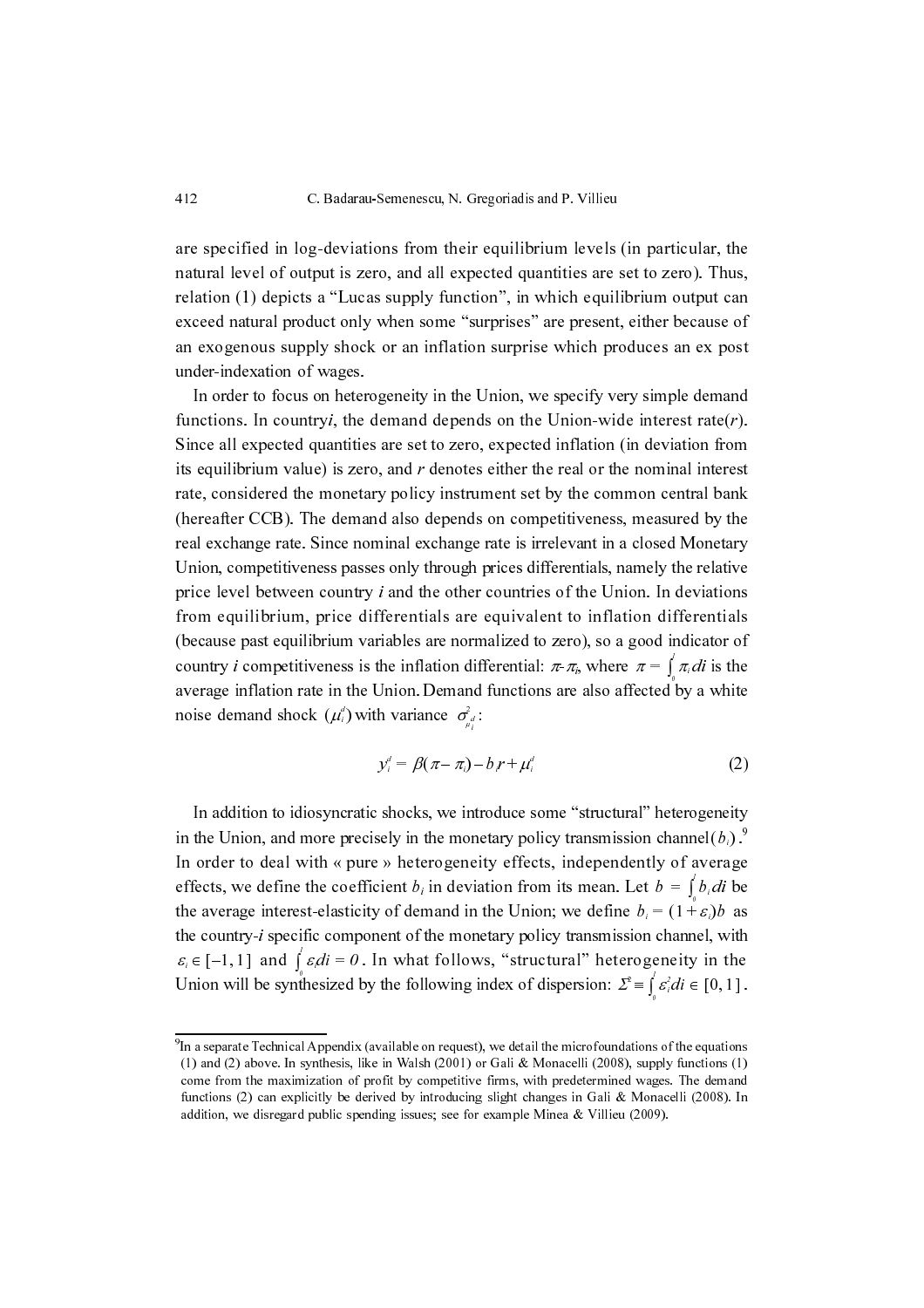are specified in log-deviations from their equilibrium levels (in particular, the natural level of output is zero, and all expected quantities are set to zero). Thus, relation (1) depicts a "Lucas supply function", in which equilibrium output can exceed natural product only when some "surprises" are present, either because of an exogenous supply shock or an inflation surprise which produces an ex post under-indexation of wages.

In order to focus on heterogeneity in the Union, we specify very simple demand functions. In country $i$, the demand depends on the Union-wide interest rate ($r$). Since all expected quantities are set to zero, expected inflation (in deviation from its equilibrium value) is zero, and $r$ denotes either the real or the nominal interest rate, considered the monetary policy instrument set by the common central bank (hereafter CCB). The demand also depends on competitiveness, measured by the real exchange rate. Since nominal exchange rate is irrelevant in a closed Monetary Union, competitiveness passes only through prices differentials, namely the relative price level between country $i$ and the other countries of the Union. In deviations from equilibrium, price differentials are equivalent to inflation differentials (because past equilibrium variables are normalized to zero), so a good indicator of country $i$ competitiveness is the inflation differential: $\pi-\pi_i$, where $\pi = \int_0^1 \pi_i di$ is the average inflation rate in the Union. Demand functions are also affected by a white noise demand shock ($\mu_i^d$) with variance $\sigma^2_{\mu_i^d}$:

$$y_i^d = \beta(\pi - \pi_i) - b_i r + \mu_i^d \tag{2}$$

In addition to idiosyncratic shocks, we introduce some "structural" heterogeneity in the Union, and more precisely in the monetary policy transmission channel ($b_i$).[9] In order to deal with « pure » heterogeneity effects, independently of average effects, we define the coefficient $b_i$ in deviation from its mean. Let $b = \int_0^1 b_i di$ be the average interest-elasticity of demand in the Union; we define $b_i = (1+\varepsilon_i)b$ as the country-$i$ specific component of the monetary policy transmission channel, with $\varepsilon_i \in [-1, 1]$ and $\int_0^1 \varepsilon_i di = 0$. In what follows, "structural" heterogeneity in the Union will be synthesized by the following index of dispersion: $\Sigma^2 \equiv \int_0^1 \varepsilon_i^2 di \in [0, 1]$.

---

[9] In a separate Technical Appendix (available on request), we detail the microfoundations of the equations (1) and (2) above. In synthesis, like in Walsh (2001) or Gali & Monacelli (2008), supply functions (1) come from the maximization of profit by competitive firms, with predetermined wages. The demand functions (2) can explicitly be derived by introducing slight changes in Gali & Monacelli (2008). In addition, we disregard public spending issues; see for example Minea & Villieu (2009).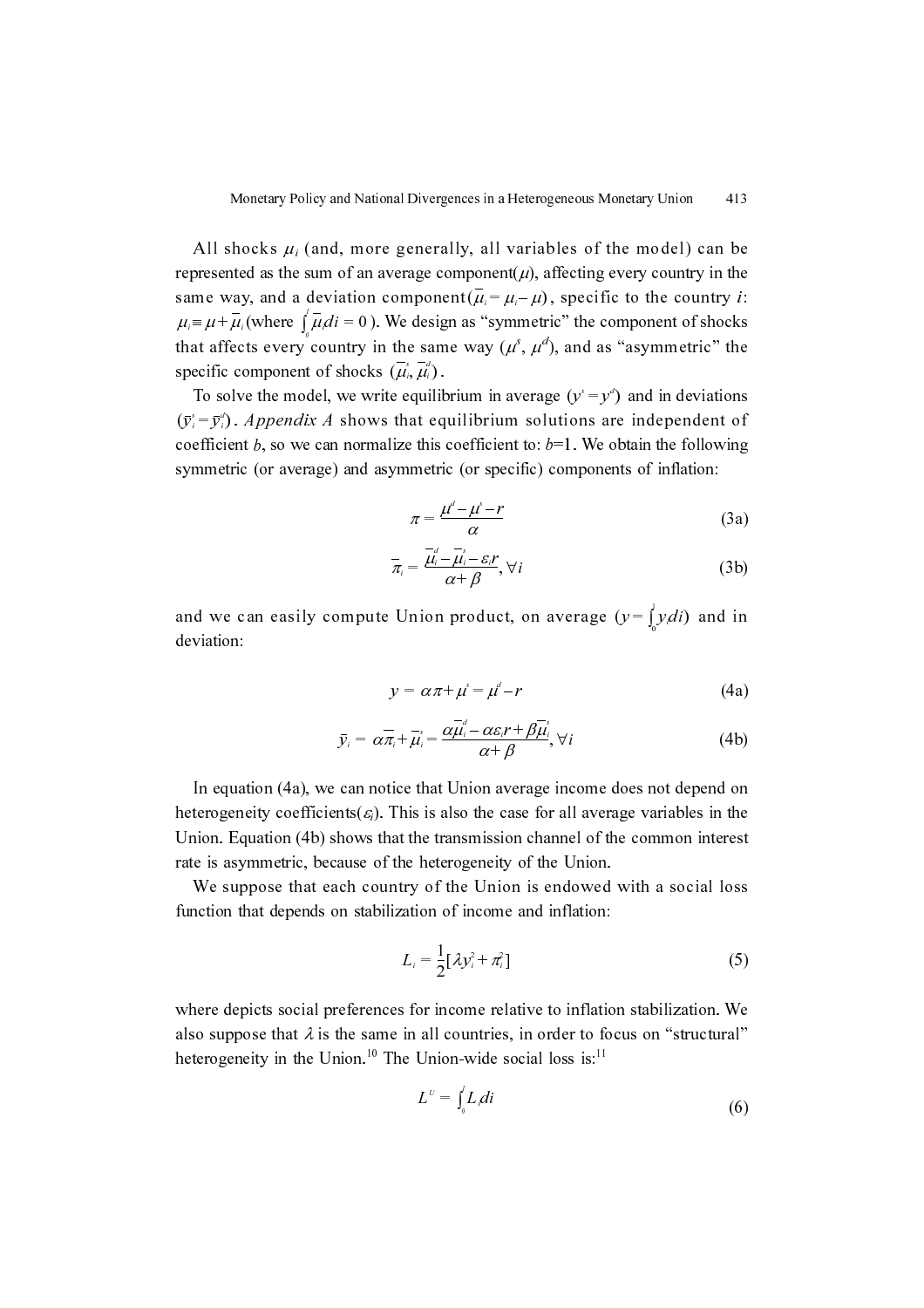All shocks $\mu_i$ (and, more generally, all variables of the model) can be represented as the sum of an average component($\mu$), affecting every country in the same way, and a deviation component($\bar{\mu}_i = \mu_i - \mu$), specific to the country $i$: $\mu_i \equiv \mu + \bar{\mu}_i$(where $\int_0^1 \bar{\mu}_i di = 0$). We design as "symmetric" the component of shocks that affects every country in the same way ($\mu^s$, $\mu^d$), and as "asymmetric" the specific component of shocks ($\bar{\mu}_i^s$, $\bar{\mu}_i^d$).

To solve the model, we write equilibrium in average ($y^s = y^d$) and in deviations ($\bar{y}_i^s = \bar{y}_i^d$). *Appendix A* shows that equilibrium solutions are independent of coefficient $b$, so we can normalize this coefficient to: $b$=1. We obtain the following symmetric (or average) and asymmetric (or specific) components of inflation:

$$\pi = \frac{\mu^d - \mu^s - r}{\alpha} \tag{3a}$$

$$\bar{\pi}_i = \frac{\bar{\mu}_i^d - \bar{\mu}_i^s - \varepsilon_i r}{\alpha + \beta}, \forall i \tag{3b}$$

and we can easily compute Union product, on average ($y = \int_0^1 y_i di$) and in deviation:

$$y = \alpha\pi + \mu^s = \mu^d - r \tag{4a}$$

$$\bar{y}_i = \alpha\bar{\pi}_i + \bar{\mu}_i^s = \frac{\alpha\bar{\mu}_i^d - \alpha\varepsilon_i r + \beta\bar{\mu}_i^s}{\alpha + \beta}, \forall i \tag{4b}$$

In equation (4a), we can notice that Union average income does not depend on heterogeneity coefficients($\varepsilon_i$). This is also the case for all average variables in the Union. Equation (4b) shows that the transmission channel of the common interest rate is asymmetric, because of the heterogeneity of the Union.

We suppose that each country of the Union is endowed with a social loss function that depends on stabilization of income and inflation:

$$L_i = \frac{1}{2}[\lambda y_i^2 + \pi_i^2] \tag{5}$$

where depicts social preferences for income relative to inflation stabilization. We also suppose that $\lambda$ is the same in all countries, in order to focus on "structural" heterogeneity in the Union.[10] The Union-wide social loss is:[11]

$$L^U = \int_0^1 L_i di \tag{6}$$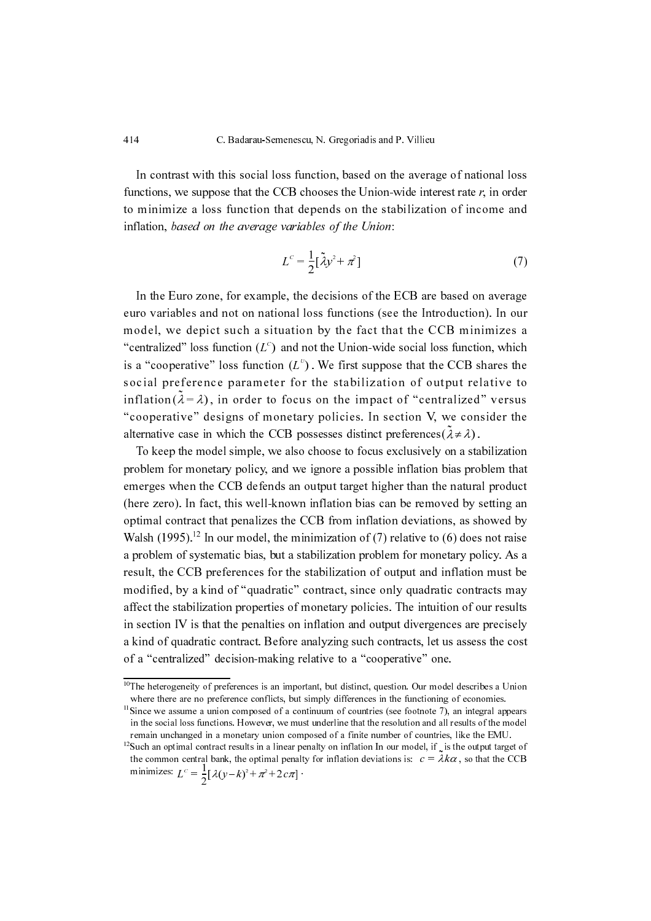In contrast with this social loss function, based on the average of national loss functions, we suppose that the CCB chooses the Union-wide interest rate $r$, in order to minimize a loss function that depends on the stabilization of income and inflation, *based on the average variables of the Union*:

$$L^C = \frac{1}{2}[\tilde{\lambda} y^2 + \pi^2] \tag{7}$$

In the Euro zone, for example, the decisions of the ECB are based on average euro variables and not on national loss functions (see the Introduction). In our model, we depict such a situation by the fact that the CCB minimizes a "centralized" loss function ($L^C$) and not the Union-wide social loss function, which is a "cooperative" loss function ($L^U$). We first suppose that the CCB shares the social preference parameter for the stabilization of output relative to inflation ($\tilde{\lambda} = \lambda$), in order to focus on the impact of "centralized" versus "cooperative" designs of monetary policies. In section V, we consider the alternative case in which the CCB possesses distinct preferences ($\tilde{\lambda} \neq \lambda$).

To keep the model simple, we also choose to focus exclusively on a stabilization problem for monetary policy, and we ignore a possible inflation bias problem that emerges when the CCB defends an output target higher than the natural product (here zero). In fact, this well-known inflation bias can be removed by setting an optimal contract that penalizes the CCB from inflation deviations, as showed by Walsh (1995).[12] In our model, the minimization of (7) relative to (6) does not raise a problem of systematic bias, but a stabilization problem for monetary policy. As a result, the CCB preferences for the stabilization of output and inflation must be modified, by a kind of "quadratic" contract, since only quadratic contracts may affect the stabilization properties of monetary policies. The intuition of our results in section IV is that the penalties on inflation and output divergences are precisely a kind of quadratic contract. Before analyzing such contracts, let us assess the cost of a "centralized" decision-making relative to a "cooperative" one.

---

[10] The heterogeneity of preferences is an important, but distinct, question. Our model describes a Union where there are no preference conflicts, but simply differences in the functioning of economies.

[11] Since we assume a union composed of a continuum of countries (see footnote 7), an integral appears in the social loss functions. However, we must underline that the resolution and all results of the model remain unchanged in a monetary union composed of a finite number of countries, like the EMU.

[12] Such an optimal contract results in a linear penalty on inflation In our model, if $\underset{\sim}{}$ is the output target of the common central bank, the optimal penalty for inflation deviations is: $c = \tilde{\lambda} k \alpha$, so that the CCB minimizes: $L^C = \frac{1}{2}[\lambda(y-k)^2 + \pi^2 + 2c\pi]$.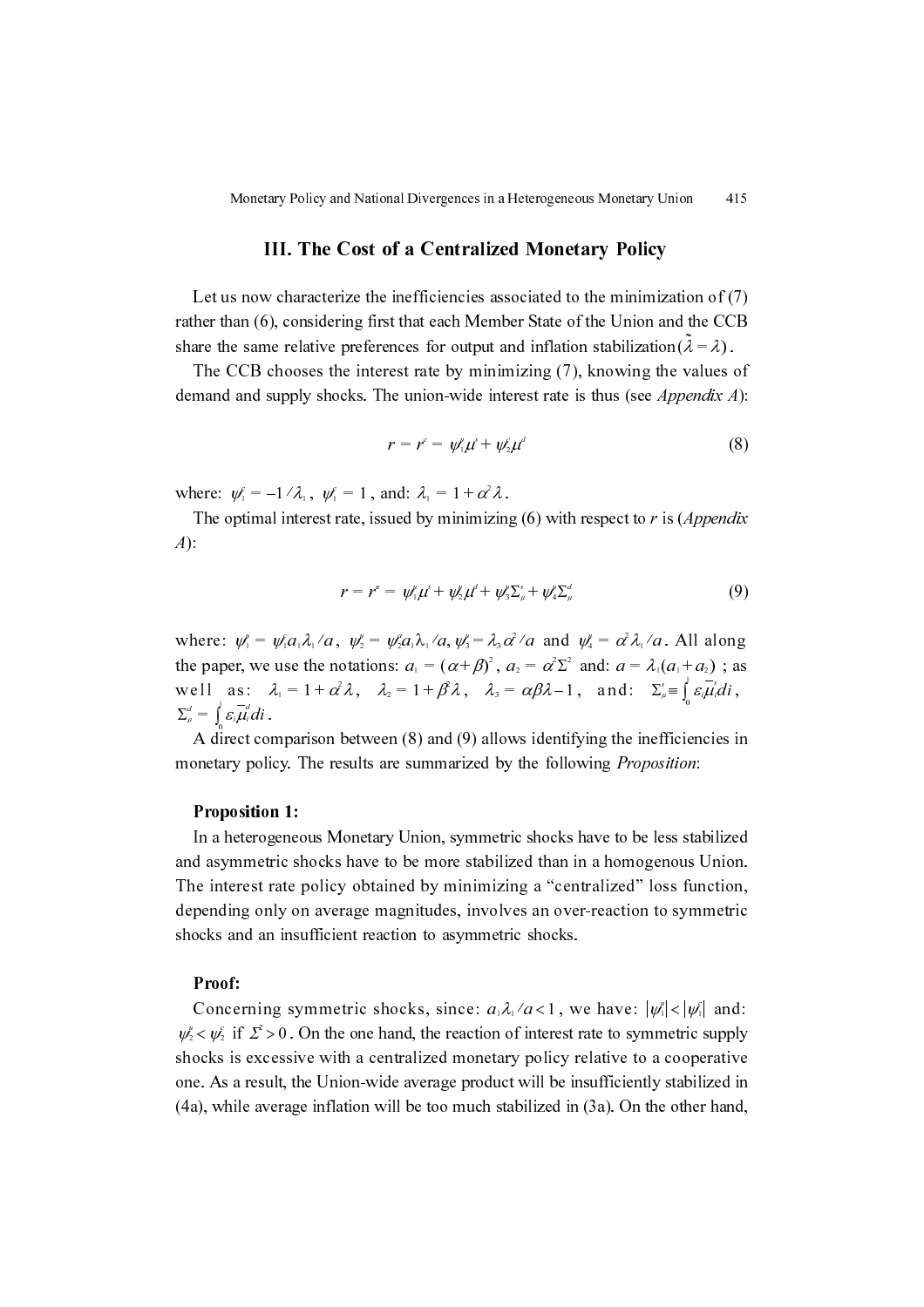## III. The Cost of a Centralized Monetary Policy

Let us now characterize the inefficiencies associated to the minimization of (7) rather than (6), considering first that each Member State of the Union and the CCB share the same relative preferences for output and inflation stabilization $(\tilde{\lambda} = \lambda)$.

The CCB chooses the interest rate by minimizing (7), knowing the values of demand and supply shocks. The union-wide interest rate is thus (see *Appendix A*):

$$r = r^c = \psi_1^c \mu^s + \psi_2^c \mu^d \tag{8}$$

where: $\psi_1^c = -1/\lambda_1$, $\psi_2^c = 1$, and: $\lambda_1 = 1 + \alpha^2 \lambda$.

The optimal interest rate, issued by minimizing (6) with respect to $r$ is (*Appendix A*):

$$r = r^o = \psi_1^o \mu^s + \psi_2^o \mu^d + \psi_3^o \Sigma_\mu^s + \psi_4^o \Sigma_\mu^d \tag{9}$$

where: $\psi_1^o = \psi_1^c a_1 \lambda_1 / a$, $\psi_2^o = \psi_2^c a_1 \lambda_1 / a$, $\psi_3^o = \lambda_3 \alpha^2 / a$ and $\psi_4^o = \alpha^2 \lambda_1 / a$. All along the paper, we use the notations: $a_1 = (\alpha + \beta)^2$, $a_2 = \alpha^2 \Sigma^2$ and: $a = \lambda_1 (a_1 + a_2)$ ; as well as: $\lambda_1 = 1 + \alpha^2 \lambda$, $\lambda_2 = 1 + \beta^2 \lambda$, $\lambda_3 = \alpha \beta \lambda - 1$, and: $\Sigma_\mu^s \equiv \int_0^1 \varepsilon_i \bar{\mu}_i^s di$, $\Sigma_\mu^d = \int_0^1 \varepsilon_i \bar{\mu}_i^d di$.

A direct comparison between (8) and (9) allows identifying the inefficiencies in monetary policy. The results are summarized by the following *Proposition*:

**Proposition 1:**

In a heterogeneous Monetary Union, symmetric shocks have to be less stabilized and asymmetric shocks have to be more stabilized than in a homogenous Union. The interest rate policy obtained by minimizing a "centralized" loss function, depending only on average magnitudes, involves an over-reaction to symmetric shocks and an insufficient reaction to asymmetric shocks.

**Proof:**

Concerning symmetric shocks, since: $a_1 \lambda_1 / a < 1$, we have: $|\psi_1^o| < |\psi_1^c|$ and: $\psi_2^o < \psi_2^c$ if $\Sigma^2 > 0$. On the one hand, the reaction of interest rate to symmetric supply shocks is excessive with a centralized monetary policy relative to a cooperative one. As a result, the Union-wide average product will be insufficiently stabilized in (4a), while average inflation will be too much stabilized in (3a). On the other hand,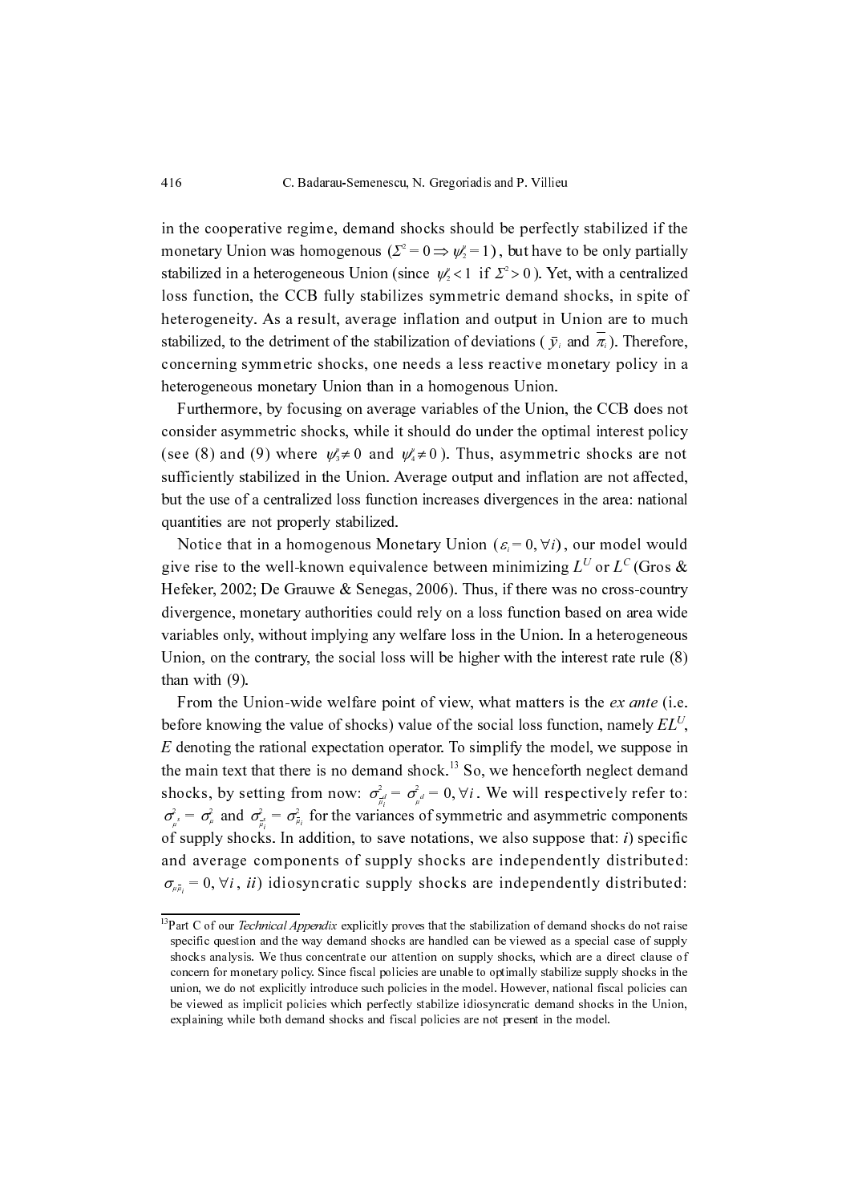in the cooperative regime, demand shocks should be perfectly stabilized if the monetary Union was homogenous ($\Sigma^2 = 0 \Rightarrow \psi_2^{\pi} = 1$), but have to be only partially stabilized in a heterogeneous Union (since $\psi_2^{\pi} < 1$ if $\Sigma^2 > 0$). Yet, with a centralized loss function, the CCB fully stabilizes symmetric demand shocks, in spite of heterogeneity. As a result, average inflation and output in Union are to much stabilized, to the detriment of the stabilization of deviations ($\bar{y}_i$ and $\overline{\pi_i}$). Therefore, concerning symmetric shocks, one needs a less reactive monetary policy in a heterogeneous monetary Union than in a homogenous Union.

Furthermore, by focusing on average variables of the Union, the CCB does not consider asymmetric shocks, while it should do under the optimal interest policy (see (8) and (9) where $\psi_3^{\pi} \neq 0$ and $\psi_4^{\pi} \neq 0$). Thus, asymmetric shocks are not sufficiently stabilized in the Union. Average output and inflation are not affected, but the use of a centralized loss function increases divergences in the area: national quantities are not properly stabilized.

Notice that in a homogenous Monetary Union ($\varepsilon_i = 0, \forall i$), our model would give rise to the well-known equivalence between minimizing $L^U$ or $L^C$ (Gros & Hefeker, 2002; De Grauwe & Senegas, 2006). Thus, if there was no cross-country divergence, monetary authorities could rely on a loss function based on area wide variables only, without implying any welfare loss in the Union. In a heterogeneous Union, on the contrary, the social loss will be higher with the interest rate rule (8) than with (9).

From the Union-wide welfare point of view, what matters is the *ex ante* (i.e. before knowing the value of shocks) value of the social loss function, namely $EL^U$, $E$ denoting the rational expectation operator. To simplify the model, we suppose in the main text that there is no demand shock.[13] So, we henceforth neglect demand shocks, by setting from now: $\sigma^2_{\bar{\mu}_i^d} = \sigma^2_{\mu^d} = 0, \forall i$. We will respectively refer to: $\sigma^2_{\mu^s} = \sigma^2_{\mu}$ and $\sigma^2_{\bar{\mu}_i^s} = \sigma^2_{\bar{\mu}_i}$ for the variances of symmetric and asymmetric components of supply shocks. In addition, to save notations, we also suppose that: *i*) specific and average components of supply shocks are independently distributed: $\sigma_{\mu\bar{\mu}_i} = 0, \forall i$, *ii*) idiosyncratic supply shocks are independently distributed:

[13]Part C of our *Technical Appendix* explicitly proves that the stabilization of demand shocks do not raise specific question and the way demand shocks are handled can be viewed as a special case of supply shocks analysis. We thus concentrate our attention on supply shocks, which are a direct clause of concern for monetary policy. Since fiscal policies are unable to optimally stabilize supply shocks in the union, we do not explicitly introduce such policies in the model. However, national fiscal policies can be viewed as implicit policies which perfectly stabilize idiosyncratic demand shocks in the Union, explaining while both demand shocks and fiscal policies are not present in the model.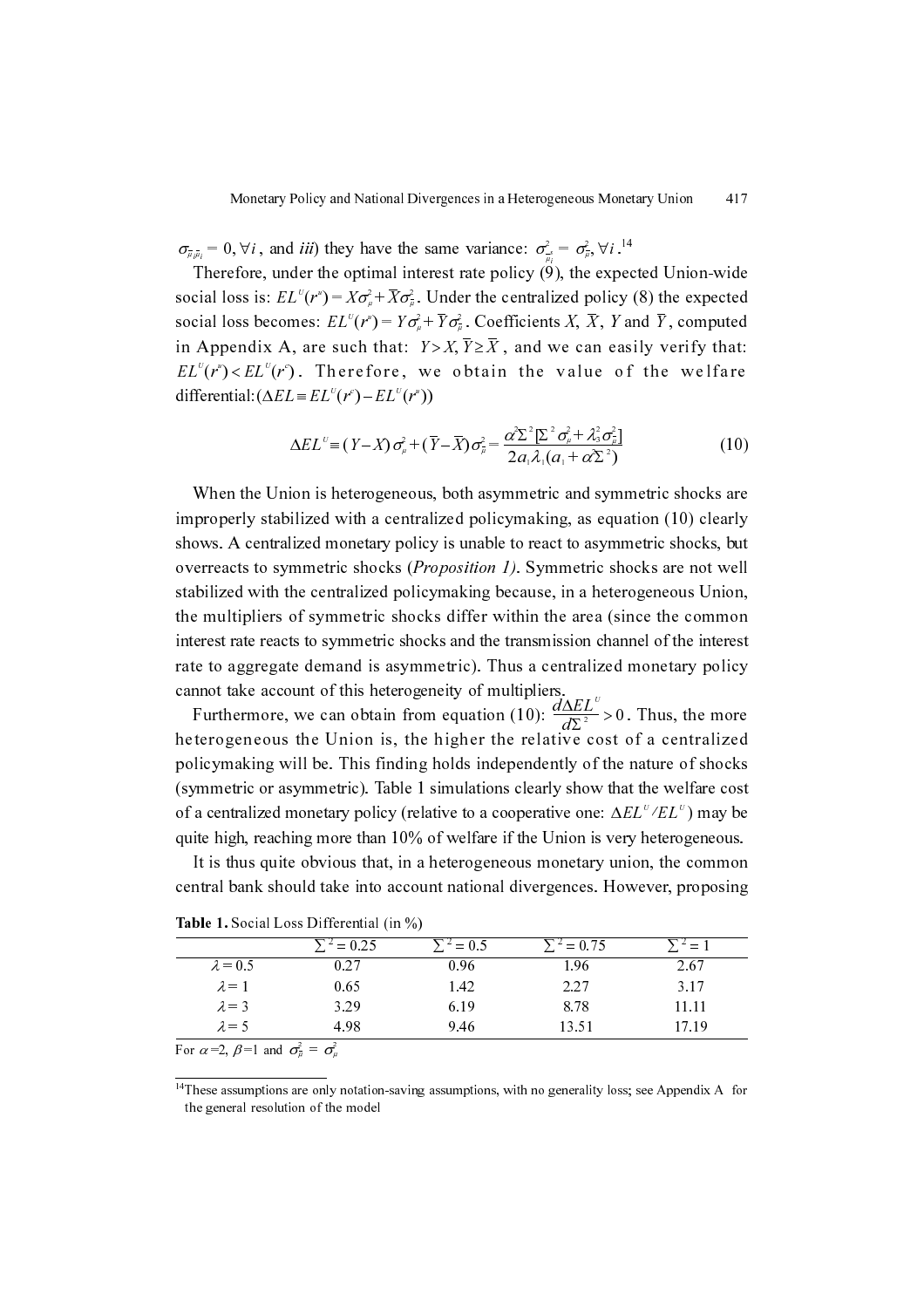$\sigma_{\bar{\mu}\bar{\mu}_i} = 0, \forall i$, and *iii)* they have the same variance: $\sigma^2_{\bar{\mu}_i^s} = \sigma^2_{\bar{\mu}}, \forall i$.[14]

Therefore, under the optimal interest rate policy (9), the expected Union-wide social loss is: $EL^U(r^u) = X\sigma^2_\mu + \bar{X}\sigma^2_{\bar{\mu}}$. Under the centralized policy (8) the expected social loss becomes: $EL^U(r^u) = Y\sigma^2_\mu + \bar{Y}\sigma^2_{\bar{\mu}}$. Coefficients $X$, $\bar{X}$, $Y$ and $\bar{Y}$, computed in Appendix A, are such that: $Y > X, \bar{Y} \geq \bar{X}$, and we can easily verify that: $EL^U(r^u) < EL^U(r^c)$. Therefore, we obtain the value of the welfare differential: $(\Delta EL \equiv EL^U(r^c) - EL^U(r^u))$

$$\Delta EL^U \equiv (Y - X)\sigma^2_\mu + (\bar{Y} - \bar{X})\sigma^2_{\bar{\mu}} = \frac{\alpha^2\Sigma^2[\Sigma^2\sigma^2_\mu + \lambda^2_1\sigma^2_{\bar{\mu}}]}{2a_1\lambda_1(a_1 + \alpha\Sigma^2)} \tag{10}$$

When the Union is heterogeneous, both asymmetric and symmetric shocks are improperly stabilized with a centralized policymaking, as equation (10) clearly shows. A centralized monetary policy is unable to react to asymmetric shocks, but overreacts to symmetric shocks (*Proposition 1)*. Symmetric shocks are not well stabilized with the centralized policymaking because, in a heterogeneous Union, the multipliers of symmetric shocks differ within the area (since the common interest rate reacts to symmetric shocks and the transmission channel of the interest rate to aggregate demand is asymmetric). Thus a centralized monetary policy cannot take account of this heterogeneity of multipliers.

Furthermore, we can obtain from equation (10): $\frac{d\Delta EL^U}{d\Sigma^2} > 0$. Thus, the more heterogeneous the Union is, the higher the relative cost of a centralized policymaking will be. This finding holds independently of the nature of shocks (symmetric or asymmetric). Table 1 simulations clearly show that the welfare cost of a centralized monetary policy (relative to a cooperative one: $\Delta EL^U / EL^U$) may be quite high, reaching more than 10% of welfare if the Union is very heterogeneous.

It is thus quite obvious that, in a heterogeneous monetary union, the common central bank should take into account national divergences. However, proposing

**Table 1.** Social Loss Differential (in %)

| | $\Sigma^2 = 0.25$ | $\Sigma^2 = 0.5$ | $\Sigma^2 = 0.75$ | $\Sigma^2 = 1$ |
|---|---|---|---|---|
| $\lambda = 0.5$ | 0.27 | 0.96 | 1.96 | 2.67 |
| $\lambda = 1$ | 0.65 | 1.42 | 2.27 | 3.17 |
| $\lambda = 3$ | 3.29 | 6.19 | 8.78 | 11.11 |
| $\lambda = 5$ | 4.98 | 9.46 | 13.51 | 17.19 |

For $\alpha = 2$, $\beta = 1$ and $\sigma^2_{\bar{\mu}} = \sigma^2_\mu$

[14]These assumptions are only notation-saving assumptions, with no generality loss; see Appendix A for the general resolution of the model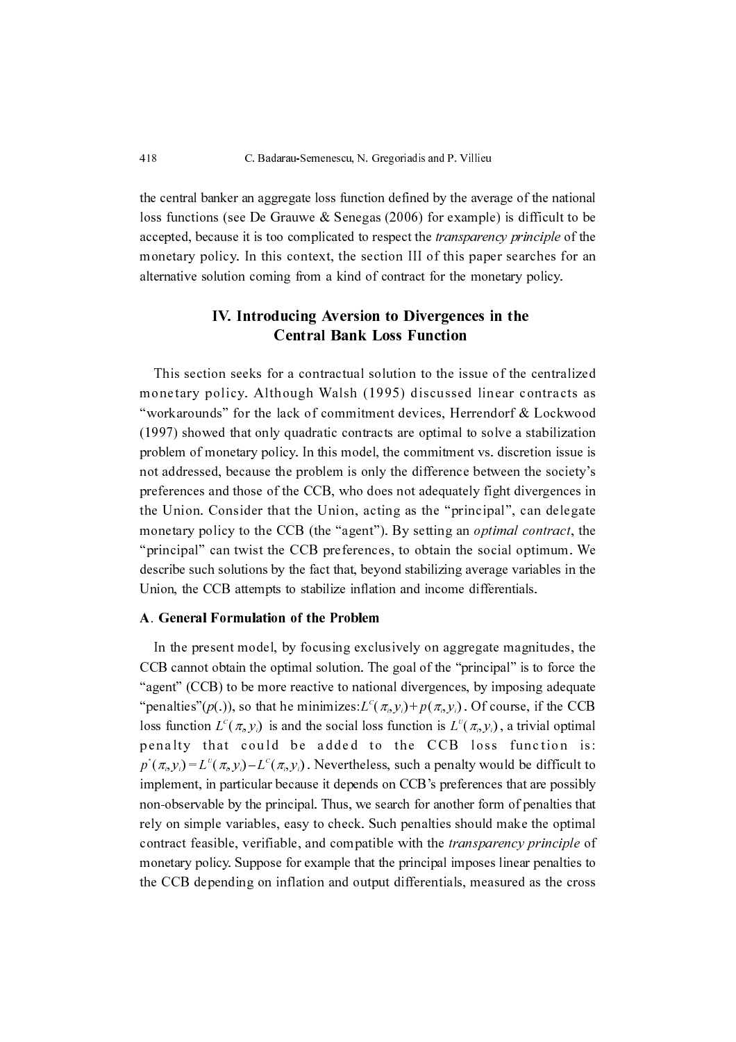the central banker an aggregate loss function defined by the average of the national loss functions (see De Grauwe & Senegas (2006) for example) is difficult to be accepted, because it is too complicated to respect the *transparency principle* of the monetary policy. In this context, the section III of this paper searches for an alternative solution coming from a kind of contract for the monetary policy.

## IV. Introducing Aversion to Divergences in the Central Bank Loss Function

This section seeks for a contractual solution to the issue of the centralized monetary policy. Although Walsh (1995) discussed linear contracts as "workarounds" for the lack of commitment devices, Herrendorf & Lockwood (1997) showed that only quadratic contracts are optimal to solve a stabilization problem of monetary policy. In this model, the commitment vs. discretion issue is not addressed, because the problem is only the difference between the society's preferences and those of the CCB, who does not adequately fight divergences in the Union. Consider that the Union, acting as the "principal", can delegate monetary policy to the CCB (the "agent"). By setting an *optimal contract*, the "principal" can twist the CCB preferences, to obtain the social optimum. We describe such solutions by the fact that, beyond stabilizing average variables in the Union, the CCB attempts to stabilize inflation and income differentials.

### A. General Formulation of the Problem

In the present model, by focusing exclusively on aggregate magnitudes, the CCB cannot obtain the optimal solution. The goal of the "principal" is to force the "agent" (CCB) to be more reactive to national divergences, by imposing adequate "penalties"($p(.)$), so that he minimizes: $L^C(\pi_i, y_i) + p(\pi_i, y_i)$. Of course, if the CCB loss function $L^C(\pi_i, y_i)$ is and the social loss function is $L^U(\pi_i, y_i)$, a trivial optimal penalty that could be added to the CCB loss function is: $p^*(\pi_i, y_i) = L^U(\pi_i, y_i) - L^C(\pi_i, y_i)$. Nevertheless, such a penalty would be difficult to implement, in particular because it depends on CCB's preferences that are possibly non-observable by the principal. Thus, we search for another form of penalties that rely on simple variables, easy to check. Such penalties should make the optimal contract feasible, verifiable, and compatible with the *transparency principle* of monetary policy. Suppose for example that the principal imposes linear penalties to the CCB depending on inflation and output differentials, measured as the cross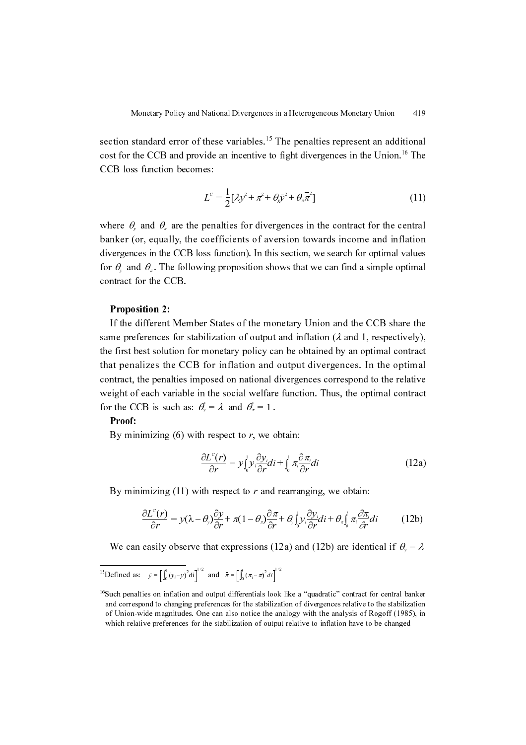section standard error of these variables.[15] The penalties represent an additional cost for the CCB and provide an incentive to fight divergences in the Union.[16] The CCB loss function becomes:

$$L^C = \frac{1}{2}[\lambda y^2 + \pi^2 + \theta_y \bar{y}^2 + \theta_\pi \bar{\pi}^2] \tag{11}$$

where $\theta_y$ and $\theta_\pi$ are the penalties for divergences in the contract for the central banker (or, equally, the coefficients of aversion towards income and inflation divergences in the CCB loss function). In this section, we search for optimal values for $\theta_y$ and $\theta_\pi$. The following proposition shows that we can find a simple optimal contract for the CCB.

**Proposition 2:**

If the different Member States of the monetary Union and the CCB share the same preferences for stabilization of output and inflation ($\lambda$ and 1, respectively), the first best solution for monetary policy can be obtained by an optimal contract that penalizes the CCB for inflation and output divergences. In the optimal contract, the penalties imposed on national divergences correspond to the relative weight of each variable in the social welfare function. Thus, the optimal contract for the CCB is such as: $\theta_y^* = \lambda$ and $\theta_\pi^* = 1$.

**Proof:**

By minimizing (6) with respect to *r*, we obtain:

$$\frac{\partial L^C(r)}{\partial r} = y\int_0^1 y_i \frac{\partial y_i}{\partial r} di + \int_0^1 \pi_i \frac{\partial \pi_i}{\partial r} di \tag{12a}$$

By minimizing (11) with respect to *r* and rearranging, we obtain:

$$\frac{\partial L^C(r)}{\partial r} = y(\lambda - \theta_y)\frac{\partial y}{\partial r} + \pi(1-\theta_\pi)\frac{\partial \pi}{\partial r} + \theta_y \int_0^1 y_i \frac{\partial y_i}{\partial r} di + \theta_\pi \int_0^1 \pi_i \frac{\partial \pi_i}{\partial r} di \tag{12b}$$

We can easily observe that expressions (12a) and (12b) are identical if $\theta_y = \lambda$

---

[15] Defined as: $\bar{y} = \left[\int_0^1 (y_i - y)^2 di\right]^{1/2}$ and $\bar{\pi} = \left[\int_0^1 (\pi_i - \pi)^2 di\right]^{1/2}$

[16] Such penalties on inflation and output differentials look like a "quadratic" contract for central banker and correspond to changing preferences for the stabilization of divergences relative to the stabilization of Union-wide magnitudes. One can also notice the analogy with the analysis of Rogoff (1985), in which relative preferences for the stabilization of output relative to inflation have to be changed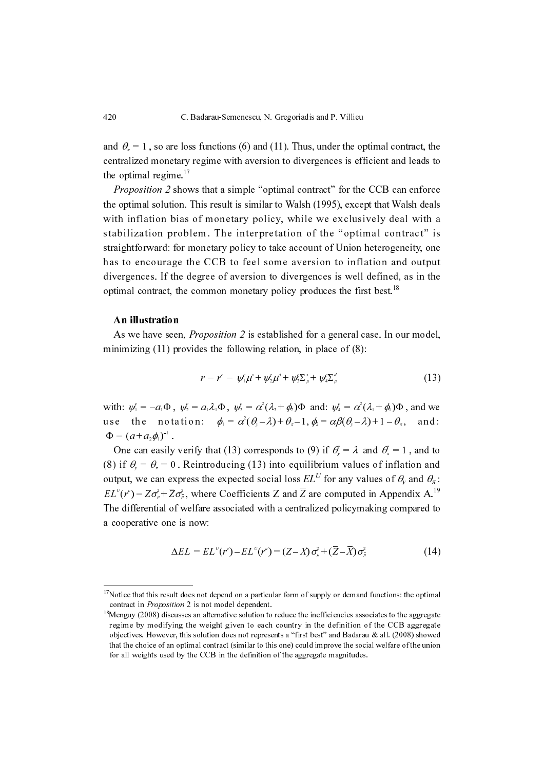and $\theta_\pi = 1$, so are loss functions (6) and (11). Thus, under the optimal contract, the centralized monetary regime with aversion to divergences is efficient and leads to the optimal regime.[17]

*Proposition 2* shows that a simple "optimal contract" for the CCB can enforce the optimal solution. This result is similar to Walsh (1995), except that Walsh deals with inflation bias of monetary policy, while we exclusively deal with a stabilization problem. The interpretation of the "optimal contract" is straightforward: for monetary policy to take account of Union heterogeneity, one has to encourage the CCB to feel some aversion to inflation and output divergences. If the degree of aversion to divergences is well defined, as in the optimal contract, the common monetary policy produces the first best.[18]

**An illustration**

As we have seen, *Proposition 2* is established for a general case. In our model, minimizing (11) provides the following relation, in place of (8):

$$r = r^c = \psi_1^c \mu^s + \psi_2^c \mu^d + \psi_3^c \Sigma_\mu^s + \psi_4^c \Sigma_\mu^d \tag{13}$$

with: $\psi_1^c = -a_1 \Phi$, $\psi_2^c = a_1 \lambda_1 \Phi$, $\psi_3^c = \alpha^2(\lambda_3 + \phi_2)\Phi$ and: $\psi_4^c = \alpha^2(\lambda_1 + \phi_1)\Phi$, and we use the notation: $\phi_1 = \alpha^2(\theta_y - \lambda) + \theta_\pi - 1$, $\phi_2 = \alpha\beta(\theta_y - \lambda) + 1 - \theta_\pi$, and: $\Phi = (a + a_2 \phi_1)^{-1}$.

One can easily verify that (13) corresponds to (9) if $\theta_y^* = \lambda$ and $\theta_\pi^* = 1$, and to (8) if $\theta_y = \theta_\pi = 0$. Reintroducing (13) into equilibrium values of inflation and output, we can express the expected social loss $EL^U$ for any values of $\theta_y$ and $\theta_\pi$: $EL^U(r^c) = Z\sigma_\mu^2 + \bar{Z}\sigma_{\bar{\mu}}^2$, where Coefficients Z and $\bar{Z}$ are computed in Appendix A.[19] The differential of welfare associated with a centralized policymaking compared to a cooperative one is now:

$$\Delta EL = EL^U(r^c) - EL^U(r^*) = (Z - X)\sigma_\mu^2 + (\bar{Z} - \bar{X})\sigma_{\bar{\mu}}^2 \tag{14}$$

---

[17] Notice that this result does not depend on a particular form of supply or demand functions: the optimal contract in *Proposition* 2 is not model dependent.

[18] Menguy (2008) discusses an alternative solution to reduce the inefficiencies associates to the aggregate regime by modifying the weight given to each country in the definition of the CCB aggregate objectives. However, this solution does not represents a "first best" and Badarau & all. (2008) showed that the choice of an optimal contract (similar to this one) could improve the social welfare of the union for all weights used by the CCB in the definition of the aggregate magnitudes.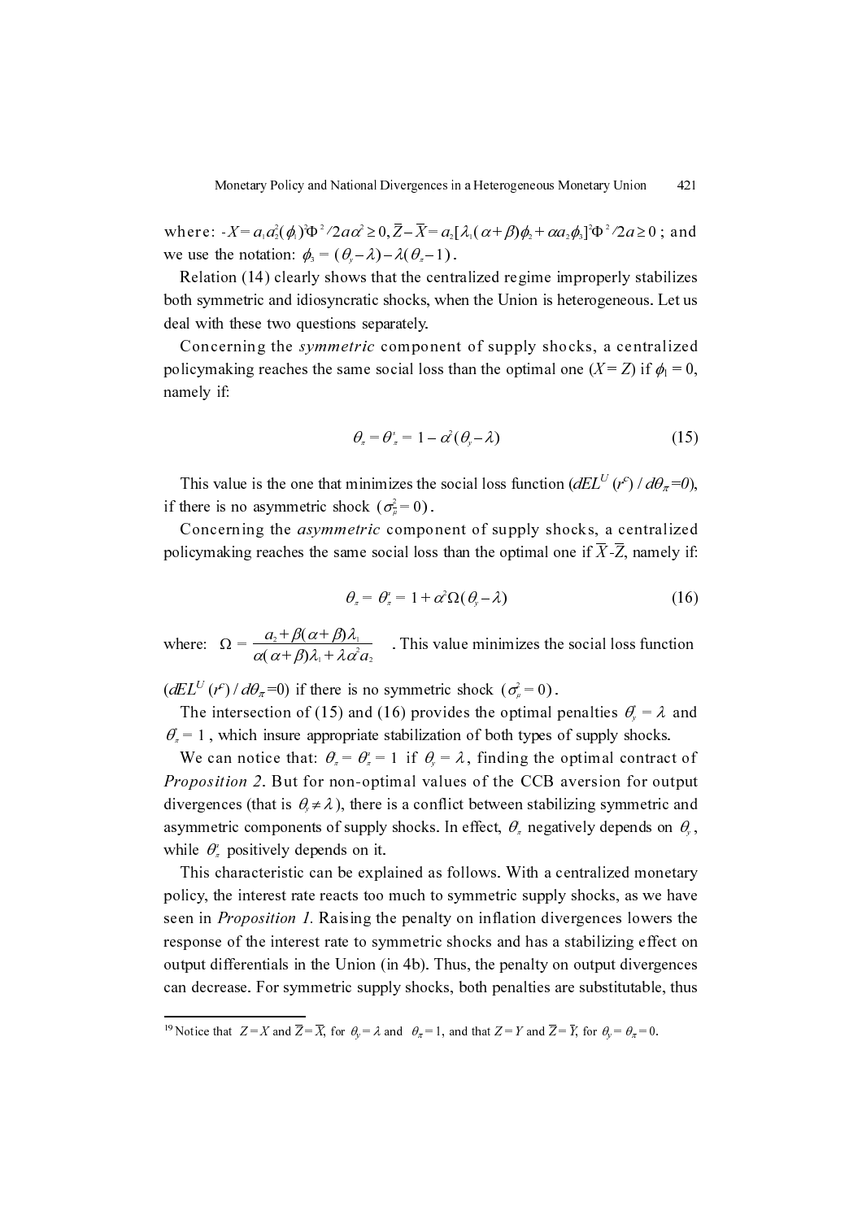where: $-X = a_1 a_2^2 (\phi_1)^2 \Phi^2 / 2a\alpha^2 \geq 0, \bar{Z} - \bar{X} = a_2[\lambda_1(\alpha+\beta)\phi_2 + \alpha a_2 \phi_3]^2 \Phi^2 / 2a \geq 0$; and we use the notation: $\phi_3 = (\theta_y - \lambda) - \lambda(\theta_\pi - 1)$.

Relation (14) clearly shows that the centralized regime improperly stabilizes both symmetric and idiosyncratic shocks, when the Union is heterogeneous. Let us deal with these two questions separately.

Concerning the *symmetric* component of supply shocks, a centralized policymaking reaches the same social loss than the optimal one ($X = Z$) if $\phi_1 = 0$, namely if:

$$\theta_\pi = \theta_\pi^s = 1 - \alpha^2(\theta_y - \lambda) \tag{15}$$

This value is the one that minimizes the social loss function ($dEL^U(r^c)/d\theta_\pi = 0$), if there is no asymmetric shock ($\sigma_\mu^2 = 0$).

Concerning the *asymmetric* component of supply shocks, a centralized policymaking reaches the same social loss than the optimal one if $\bar{X}$-$\bar{Z}$, namely if:

$$\theta_\pi = \theta_\pi^a = 1 + \alpha^2 \Omega(\theta_y - \lambda) \tag{16}$$

where: $\Omega = \dfrac{a_2 + \beta(\alpha+\beta)\lambda_1}{\alpha(\alpha+\beta)\lambda_1 + \lambda\alpha^2 a_2}$. This value minimizes the social loss function ($dEL^U(r^c)/d\theta_\pi = 0$) if there is no symmetric shock ($\sigma_\varepsilon^2 = 0$).

The intersection of (15) and (16) provides the optimal penalties $\theta_y^* = \lambda$ and $\theta_\pi^* = 1$, which insure appropriate stabilization of both types of supply shocks.

We can notice that: $\theta_\pi = \theta_\pi^a = 1$ if $\theta_y = \lambda$, finding the optimal contract of *Proposition 2*. But for non-optimal values of the CCB aversion for output divergences (that is $\theta_y \neq \lambda$), there is a conflict between stabilizing symmetric and asymmetric components of supply shocks. In effect, $\theta_\pi$ negatively depends on $\theta_y$, while $\theta_\pi^a$ positively depends on it.

This characteristic can be explained as follows. With a centralized monetary policy, the interest rate reacts too much to symmetric supply shocks, as we have seen in *Proposition 1.* Raising the penalty on inflation divergences lowers the response of the interest rate to symmetric shocks and has a stabilizing effect on output differentials in the Union (in 4b). Thus, the penalty on output divergences can decrease. For symmetric supply shocks, both penalties are substitutable, thus

[19] Notice that $Z = X$ and $\bar{Z} = \bar{X}$, for $\theta_y = \lambda$ and $\theta_\pi = 1$, and that $Z = Y$ and $\bar{Z} = \bar{Y}$, for $\theta_y = \theta_\pi = 0$.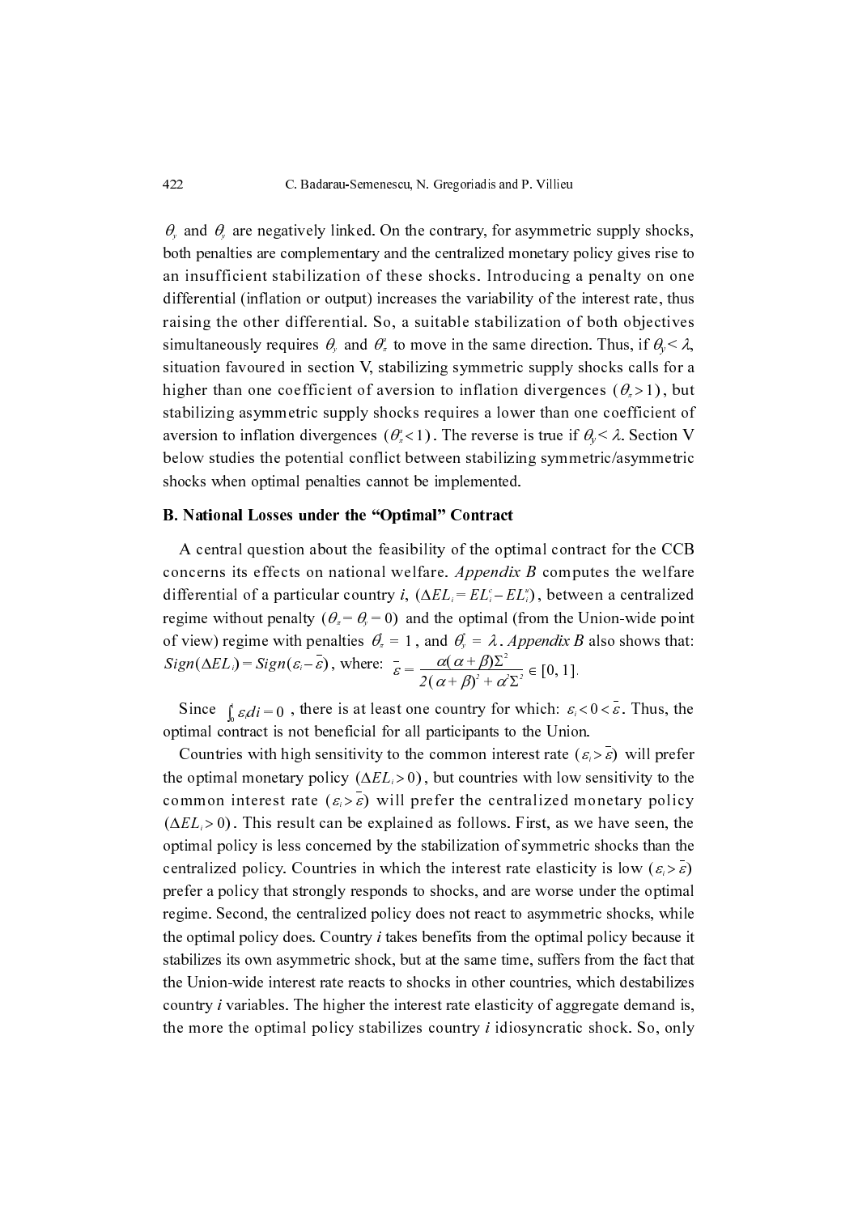$\theta_y$ and $\theta_y^{\prime}$ are negatively linked. On the contrary, for asymmetric supply shocks, both penalties are complementary and the centralized monetary policy gives rise to an insufficient stabilization of these shocks. Introducing a penalty on one differential (inflation or output) increases the variability of the interest rate, thus raising the other differential. So, a suitable stabilization of both objectives simultaneously requires $\theta_y$ and $\theta_\pi^{\prime}$ to move in the same direction. Thus, if $\theta_y < \lambda$, situation favoured in section V, stabilizing symmetric supply shocks calls for a higher than one coefficient of aversion to inflation divergences $(\theta_\pi > 1)$, but stabilizing asymmetric supply shocks requires a lower than one coefficient of aversion to inflation divergences $(\theta_\pi^{\prime} < 1)$. The reverse is true if $\theta_y < \lambda$. Section V below studies the potential conflict between stabilizing symmetric/asymmetric shocks when optimal penalties cannot be implemented.

### B. National Losses under the "Optimal" Contract

A central question about the feasibility of the optimal contract for the CCB concerns its effects on national welfare. *Appendix B* computes the welfare differential of a particular country *i*, $(\Delta EL_i = EL_i^c - EL_i^*)$, between a centralized regime without penalty $(\theta_\pi = \theta_y = 0)$ and the optimal (from the Union-wide point of view) regime with penalties $\theta_\pi^* = 1$, and $\theta_y^* = \lambda$. *Appendix B* also shows that: $Sign(\Delta EL_i) = Sign(\varepsilon_i - \bar{\varepsilon})$, where: $\bar{\varepsilon} = \dfrac{\alpha(\alpha+\beta)\Sigma^2}{2(\alpha+\beta)^2 + \alpha^2\Sigma^2} \in [0, 1]$.

Since $\int_0^1 \varepsilon_i di = 0$, there is at least one country for which: $\varepsilon_i < 0 < \bar{\varepsilon}$. Thus, the optimal contract is not beneficial for all participants to the Union.

Countries with high sensitivity to the common interest rate $(\varepsilon_i > \bar{\varepsilon})$ will prefer the optimal monetary policy $(\Delta EL_i > 0)$, but countries with low sensitivity to the common interest rate $(\varepsilon_i > \bar{\varepsilon})$ will prefer the centralized monetary policy $(\Delta EL_i > 0)$. This result can be explained as follows. First, as we have seen, the optimal policy is less concerned by the stabilization of symmetric shocks than the centralized policy. Countries in which the interest rate elasticity is low $(\varepsilon_i > \bar{\varepsilon})$ prefer a policy that strongly responds to shocks, and are worse under the optimal regime. Second, the centralized policy does not react to asymmetric shocks, while the optimal policy does. Country *i* takes benefits from the optimal policy because it stabilizes its own asymmetric shock, but at the same time, suffers from the fact that the Union-wide interest rate reacts to shocks in other countries, which destabilizes country *i* variables. The higher the interest rate elasticity of aggregate demand is, the more the optimal policy stabilizes country *i* idiosyncratic shock. So, only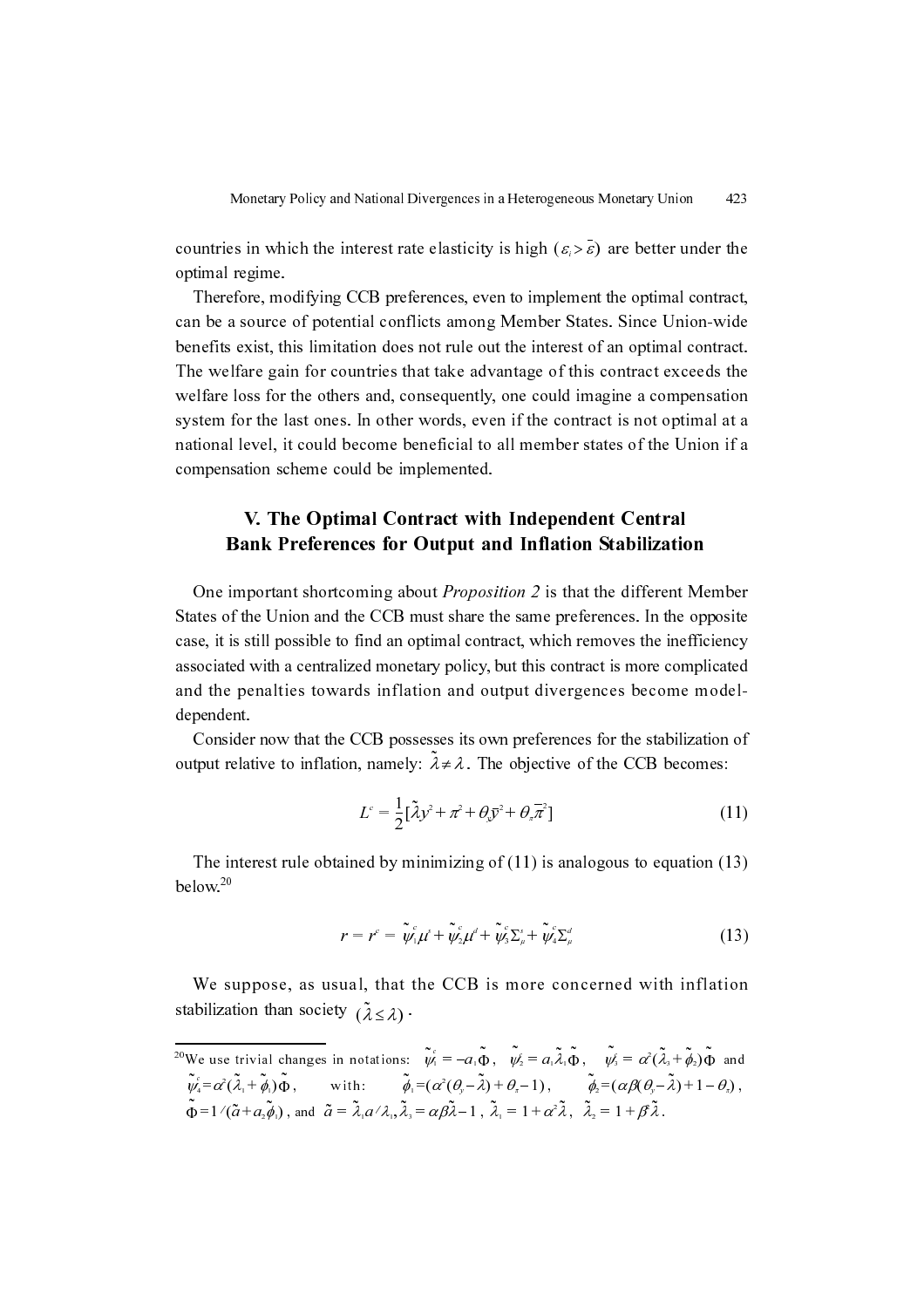countries in which the interest rate elasticity is high ($\varepsilon_i > \bar{\varepsilon}$) are better under the optimal regime.

Therefore, modifying CCB preferences, even to implement the optimal contract, can be a source of potential conflicts among Member States. Since Union-wide benefits exist, this limitation does not rule out the interest of an optimal contract. The welfare gain for countries that take advantage of this contract exceeds the welfare loss for the others and, consequently, one could imagine a compensation system for the last ones. In other words, even if the contract is not optimal at a national level, it could become beneficial to all member states of the Union if a compensation scheme could be implemented.

## V. The Optimal Contract with Independent Central Bank Preferences for Output and Inflation Stabilization

One important shortcoming about *Proposition 2* is that the different Member States of the Union and the CCB must share the same preferences. In the opposite case, it is still possible to find an optimal contract, which removes the inefficiency associated with a centralized monetary policy, but this contract is more complicated and the penalties towards inflation and output divergences become model-dependent.

Consider now that the CCB possesses its own preferences for the stabilization of output relative to inflation, namely: $\tilde{\lambda} \neq \lambda$. The objective of the CCB becomes:

$$L^c = \frac{1}{2}[\tilde{\lambda} y^2 + \pi^2 + \theta_y \bar{y}^2 + \theta_\pi \bar{\pi}^2] \tag{11}$$

The interest rule obtained by minimizing of (11) is analogous to equation (13) below.[20]

$$r = r^c = \tilde{\psi}_1^c \mu^s + \tilde{\psi}_2^c \mu^d + \tilde{\psi}_3^c \Sigma_\mu^s + \tilde{\psi}_4^c \Sigma_\mu^d \tag{13}$$

We suppose, as usual, that the CCB is more concerned with inflation stabilization than society $(\tilde{\lambda} \leq \lambda)$.

---

[20]We use trivial changes in notations: $\tilde{\psi}_1^c = -a_1 \tilde{\Phi}$, $\tilde{\psi}_2^c = a_1 \tilde{\lambda}_1 \tilde{\Phi}$, $\tilde{\psi}_3^c = \alpha^2(\tilde{\lambda}_3 + \tilde{\phi}_2)\tilde{\Phi}$ and $\tilde{\psi}_4^c = \alpha^2(\tilde{\lambda}_1 + \tilde{\phi}_1)\tilde{\Phi}$, with: $\tilde{\phi}_1 = (\alpha^2(\theta_y - \tilde{\lambda}) + \theta_\pi - 1)$, $\tilde{\phi}_2 = (\alpha\beta(\theta_y - \tilde{\lambda}) + 1 - \theta_\pi)$, $\tilde{\Phi} = 1/(\tilde{a} + a_2 \tilde{\phi}_1)$, and $\tilde{a} = \tilde{\lambda}_1 a / \lambda_1, \tilde{\lambda}_3 = \alpha\beta\tilde{\lambda} - 1$, $\tilde{\lambda}_1 = 1 + \alpha^2 \tilde{\lambda}$, $\tilde{\lambda}_2 = 1 + \beta^2 \tilde{\lambda}$.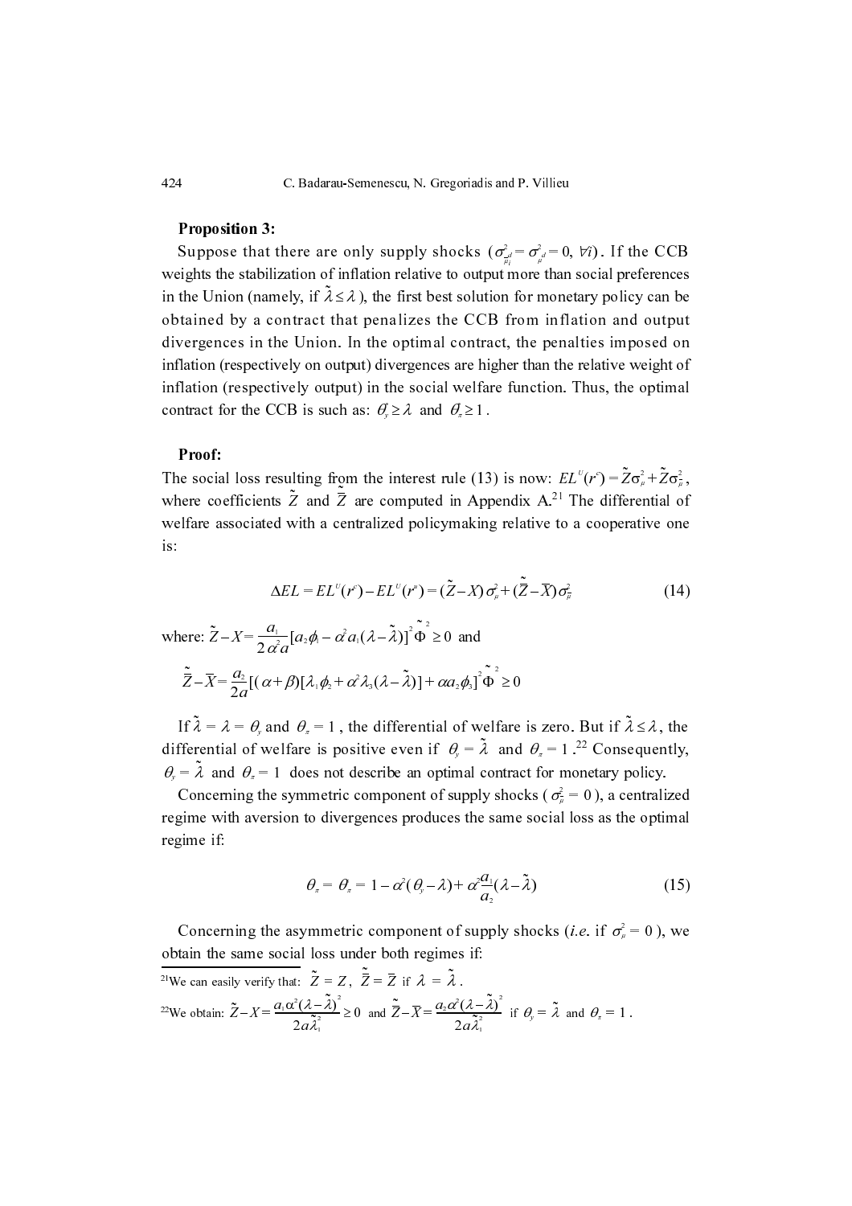**Proposition 3:**

Suppose that there are only supply shocks ($\sigma^2_{\tilde{\mu}^d_i} = \sigma^2_{\mu^d} = 0,\ \forall i$). If the CCB weights the stabilization of inflation relative to output more than social preferences in the Union (namely, if $\tilde{\lambda} \leq \lambda$), the first best solution for monetary policy can be obtained by a contract that penalizes the CCB from inflation and output divergences in the Union. In the optimal contract, the penalties imposed on inflation (respectively on output) divergences are higher than the relative weight of inflation (respectively output) in the social welfare function. Thus, the optimal contract for the CCB is such as: $\theta^*_y \geq \lambda$ and $\theta_\pi \geq 1$.

**Proof:**

The social loss resulting from the interest rule (13) is now: $EL^U(r^c) = \tilde{Z}\sigma^2_\mu + \tilde{\bar{Z}}\sigma^2_{\bar{\mu}}$, where coefficients $\tilde{Z}$ and $\tilde{\bar{Z}}$ are computed in Appendix A.[21] The differential of welfare associated with a centralized policymaking relative to a cooperative one is:

$$\Delta EL = EL^U(r^c) - EL^U(r^o) = (\tilde{Z} - X)\sigma^2_\mu + (\tilde{\bar{Z}} - \bar{X})\sigma^2_{\bar{\mu}} \tag{14}$$

where: $\tilde{Z} - X = \dfrac{a_1}{2\alpha^2 a}[a_2\phi_1 - \alpha^2 a_1(\lambda - \tilde{\lambda})]^2 \tilde{\Phi}^2 \geq 0$ and

$$\tilde{\bar{Z}} - \bar{X} = \frac{a_2}{2a}[(\alpha + \beta)[\lambda_1\phi_2 + \alpha^2\lambda_3(\lambda - \tilde{\lambda})] + \alpha a_2\phi_3]^2 \tilde{\Phi}^2 \geq 0$$

If $\tilde{\lambda} = \lambda = \theta_y$ and $\theta_\pi = 1$, the differential of welfare is zero. But if $\tilde{\lambda} \leq \lambda$, the differential of welfare is positive even if $\theta_y = \tilde{\lambda}$ and $\theta_\pi = 1$.[22] Consequently, $\theta_y = \tilde{\lambda}$ and $\theta_\pi = 1$ does not describe an optimal contract for monetary policy.

Concerning the symmetric component of supply shocks ($\sigma^2_{\bar{\mu}} = 0$), a centralized regime with aversion to divergences produces the same social loss as the optimal regime if:

$$\theta_\pi = \theta_\pi = 1 - \alpha^2(\theta_y - \lambda) + \alpha^2\frac{a_1}{a_2}(\lambda - \tilde{\lambda}) \tag{15}$$

Concerning the asymmetric component of supply shocks (*i.e.* if $\sigma^2_\mu = 0$), we obtain the same social loss under both regimes if:

---

[21] We can easily verify that: $\tilde{Z} = Z$, $\tilde{\bar{Z}} = \bar{Z}$ if $\lambda = \tilde{\lambda}$.

[22] We obtain: $\tilde{Z} - X = \dfrac{a_1\alpha^2(\lambda - \tilde{\lambda})^2}{2a\tilde{\lambda}_1^2} \geq 0$ and $\tilde{\bar{Z}} - \bar{X} = \dfrac{a_2\alpha^2(\lambda - \tilde{\lambda})^2}{2a\tilde{\lambda}_1^2}$ if $\theta_y = \tilde{\lambda}$ and $\theta_\pi = 1$.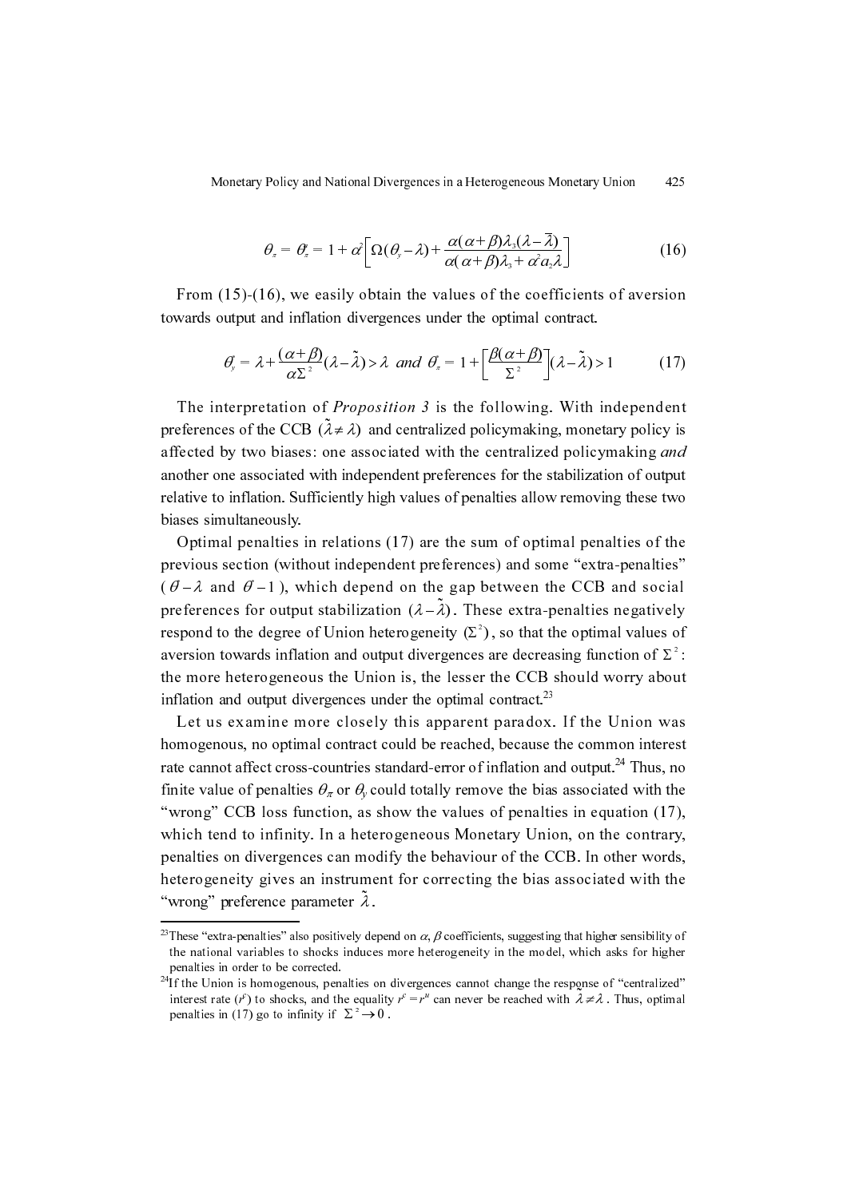$$\theta_\pi = \theta_\pi^o = 1 + \alpha^2 \left[ \Omega(\theta_y - \lambda) + \frac{\alpha(\alpha+\beta)\lambda_3(\lambda - \overline{\lambda})}{\alpha(\alpha+\beta)\lambda_3 + \alpha^2 a_2 \lambda} \right] \tag{16}$$

From (15)-(16), we easily obtain the values of the coefficients of aversion towards output and inflation divergences under the optimal contract.

$$\theta_y^o = \lambda + \frac{(\alpha+\beta)}{\alpha\Sigma^2}(\lambda - \tilde{\lambda}) > \lambda \;\; and \;\; \theta_\pi^o = 1 + \left[ \frac{\beta(\alpha+\beta)}{\Sigma^2} \right](\lambda - \tilde{\lambda}) > 1 \tag{17}$$

The interpretation of *Proposition 3* is the following. With independent preferences of the CCB ($\tilde{\lambda} \neq \lambda$) and centralized policymaking, monetary policy is affected by two biases: one associated with the centralized policymaking *and* another one associated with independent preferences for the stabilization of output relative to inflation. Sufficiently high values of penalties allow removing these two biases simultaneously.

Optimal penalties in relations (17) are the sum of optimal penalties of the previous section (without independent preferences) and some "extra-penalties" ($\theta - \lambda$ and $\theta - 1$), which depend on the gap between the CCB and social preferences for output stabilization ($\lambda - \tilde{\lambda}$). These extra-penalties negatively respond to the degree of Union heterogeneity ($\Sigma^2$), so that the optimal values of aversion towards inflation and output divergences are decreasing function of $\Sigma^2$: the more heterogeneous the Union is, the lesser the CCB should worry about inflation and output divergences under the optimal contract.[23]

Let us examine more closely this apparent paradox. If the Union was homogenous, no optimal contract could be reached, because the common interest rate cannot affect cross-countries standard-error of inflation and output.[24] Thus, no finite value of penalties $\theta_\pi$ or $\theta_y$ could totally remove the bias associated with the "wrong" CCB loss function, as show the values of penalties in equation (17), which tend to infinity. In a heterogeneous Monetary Union, on the contrary, penalties on divergences can modify the behaviour of the CCB. In other words, heterogeneity gives an instrument for correcting the bias associated with the "wrong" preference parameter $\tilde{\lambda}$.

---

[23] These "extra-penalties" also positively depend on $\alpha$, $\beta$ coefficients, suggesting that higher sensibility of the national variables to shocks induces more heterogeneity in the model, which asks for higher penalties in order to be corrected.

[24] If the Union is homogenous, penalties on divergences cannot change the response of "centralized" interest rate ($r^c$) to shocks, and the equality $r^c = r^u$ can never be reached with $\tilde{\lambda} \neq \lambda$. Thus, optimal penalties in (17) go to infinity if $\Sigma^2 \to 0$.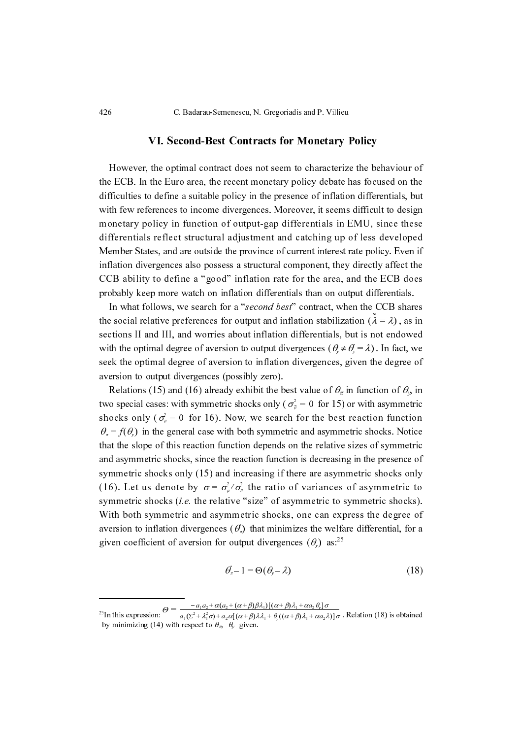## VI. Second-Best Contracts for Monetary Policy

However, the optimal contract does not seem to characterize the behaviour of the ECB. In the Euro area, the recent monetary policy debate has focused on the difficulties to define a suitable policy in the presence of inflation differentials, but with few references to income divergences. Moreover, it seems difficult to design monetary policy in function of output-gap differentials in EMU, since these differentials reflect structural adjustment and catching up of less developed Member States, and are outside the province of current interest rate policy. Even if inflation divergences also possess a structural component, they directly affect the CCB ability to define a "good" inflation rate for the area, and the ECB does probably keep more watch on inflation differentials than on output differentials.

In what follows, we search for a "*second best*" contract, when the CCB shares the social relative preferences for output and inflation stabilization ($\tilde{\lambda} = \lambda$), as in sections II and III, and worries about inflation differentials, but is not endowed with the optimal degree of aversion to output divergences ($\theta_y \neq \theta_y^* = \lambda$). In fact, we seek the optimal degree of aversion to inflation divergences, given the degree of aversion to output divergences (possibly zero).

Relations (15) and (16) already exhibit the best value of $\theta_\pi$ in function of $\theta_y$, in two special cases: with symmetric shocks only ($\sigma_{\tilde{\mu}}^2 = 0$ for 15) or with asymmetric shocks only ($\sigma_{\bar{\mu}}^2 = 0$ for 16). Now, we search for the best reaction function $\theta_\pi = f(\theta_y)$ in the general case with both symmetric and asymmetric shocks. Notice that the slope of this reaction function depends on the relative sizes of symmetric and asymmetric shocks, since the reaction function is decreasing in the presence of symmetric shocks only (15) and increasing if there are asymmetric shocks only (16). Let us denote by $\sigma = \sigma_{\tilde{\mu}}^2 / \sigma_{\bar{\mu}}^2$ the ratio of variances of asymmetric to symmetric shocks (*i.e.* the relative "size" of asymmetric to symmetric shocks). With both symmetric and asymmetric shocks, one can express the degree of aversion to inflation divergences ($\theta_\pi^*$) that minimizes the welfare differential, for a given coefficient of aversion for output divergences ($\theta_y$) as:[25]

$$\theta_\pi^* - 1 = \Theta(\theta_y - \lambda) \tag{18}$$

---

[25]In this expression: $\Theta = \dfrac{-a_1 a_2 + \alpha(a_2 + (\alpha+\beta)\beta\lambda_1)[(\alpha+\beta)\lambda_1 + \alpha a_2 \theta_y]\sigma}{a_1(\Sigma^2 + \lambda_1^2\sigma) + a_2\alpha[(\alpha+\beta)\lambda\lambda_1 + \theta_y((\alpha+\beta)\lambda_1 + \alpha a_2 \lambda)]\sigma}$. Relation (18) is obtained by minimizing (14) with respect to $\theta_\pi$, $\theta_y$ given.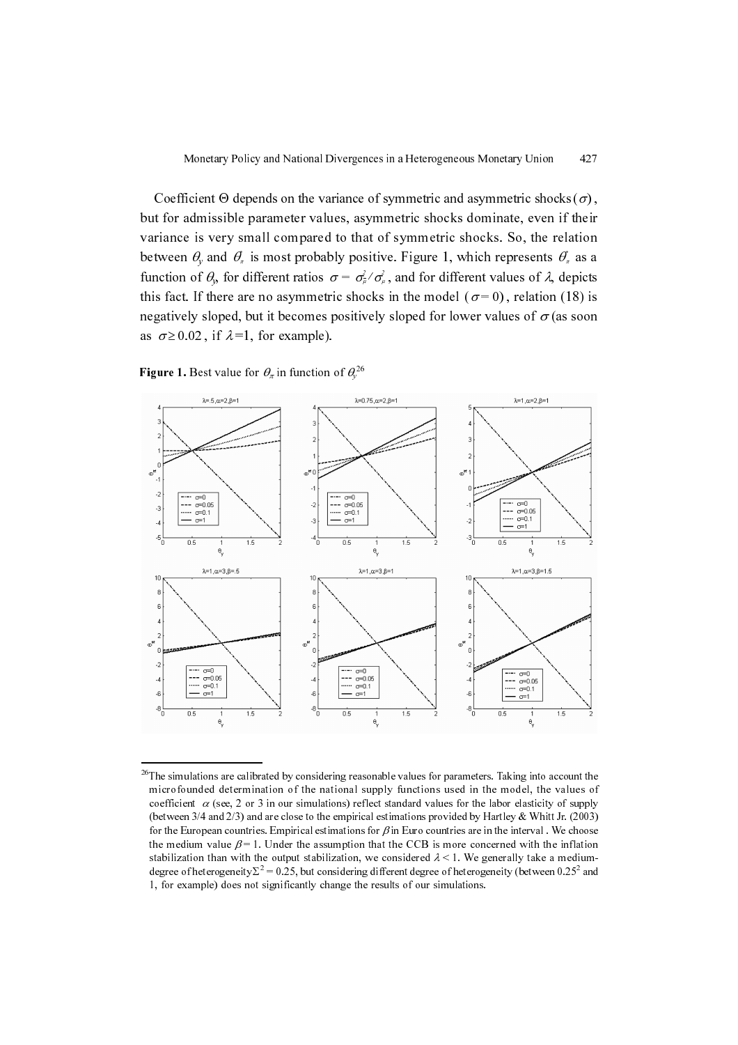Coefficient $\Theta$ depends on the variance of symmetric and asymmetric shocks $(\sigma)$, but for admissible parameter values, asymmetric shocks dominate, even if their variance is very small compared to that of symmetric shocks. So, the relation between $\theta_y$ and $\theta_\pi$ is most probably positive. Figure 1, which represents $\theta_\pi$ as a function of $\theta_y$, for different ratios $\sigma = \sigma_{\tilde{\mu}}^2 / \sigma_{\mu}^2$, and for different values of $\lambda$, depicts this fact. If there are no asymmetric shocks in the model $(\sigma = 0)$, relation (18) is negatively sloped, but it becomes positively sloped for lower values of $\sigma$ (as soon as $\sigma \geq 0.02$, if $\lambda = 1$, for example).

**Figure 1.** Best value for $\theta_\pi$ in function of $\theta_y$[26]

[26]The simulations are calibrated by considering reasonable values for parameters. Taking into account the microfounded determination of the national supply functions used in the model, the values of coefficient $\alpha$ (see, 2 or 3 in our simulations) reflect standard values for the labor elasticity of supply (between 3/4 and 2/3) and are close to the empirical estimations provided by Hartley & Whitt Jr. (2003) for the European countries. Empirical estimations for $\beta$ in Euro countries are in the interval . We choose the medium value $\beta = 1$. Under the assumption that the CCB is more concerned with the inflation stabilization than with the output stabilization, we considered $\lambda < 1$. We generally take a medium-degree of heterogeneity $\Sigma^2 = 0.25$, but considering different degree of heterogeneity (between $0.25^2$ and 1, for example) does not significantly change the results of our simulations.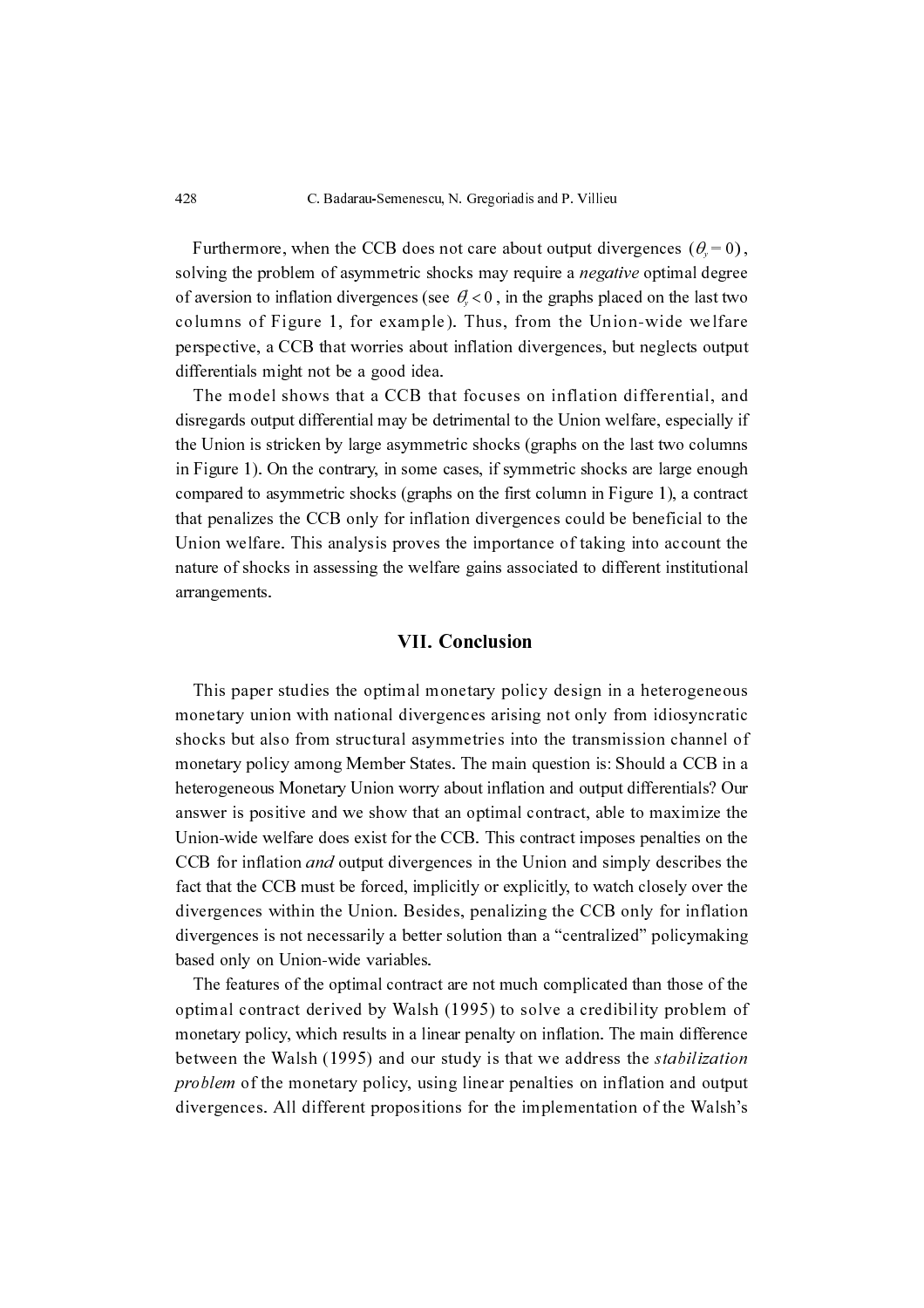Furthermore, when the CCB does not care about output divergences $(\theta_y = 0)$, solving the problem of asymmetric shocks may require a *negative* optimal degree of aversion to inflation divergences (see $\theta_\pi < 0$, in the graphs placed on the last two columns of Figure 1, for example). Thus, from the Union-wide welfare perspective, a CCB that worries about inflation divergences, but neglects output differentials might not be a good idea.

The model shows that a CCB that focuses on inflation differential, and disregards output differential may be detrimental to the Union welfare, especially if the Union is stricken by large asymmetric shocks (graphs on the last two columns in Figure 1). On the contrary, in some cases, if symmetric shocks are large enough compared to asymmetric shocks (graphs on the first column in Figure 1), a contract that penalizes the CCB only for inflation divergences could be beneficial to the Union welfare. This analysis proves the importance of taking into account the nature of shocks in assessing the welfare gains associated to different institutional arrangements.

## VII. Conclusion

This paper studies the optimal monetary policy design in a heterogeneous monetary union with national divergences arising not only from idiosyncratic shocks but also from structural asymmetries into the transmission channel of monetary policy among Member States. The main question is: Should a CCB in a heterogeneous Monetary Union worry about inflation and output differentials? Our answer is positive and we show that an optimal contract, able to maximize the Union-wide welfare does exist for the CCB. This contract imposes penalties on the CCB for inflation *and* output divergences in the Union and simply describes the fact that the CCB must be forced, implicitly or explicitly, to watch closely over the divergences within the Union. Besides, penalizing the CCB only for inflation divergences is not necessarily a better solution than a "centralized" policymaking based only on Union-wide variables.

The features of the optimal contract are not much complicated than those of the optimal contract derived by Walsh (1995) to solve a credibility problem of monetary policy, which results in a linear penalty on inflation. The main difference between the Walsh (1995) and our study is that we address the *stabilization problem* of the monetary policy, using linear penalties on inflation and output divergences. All different propositions for the implementation of the Walsh's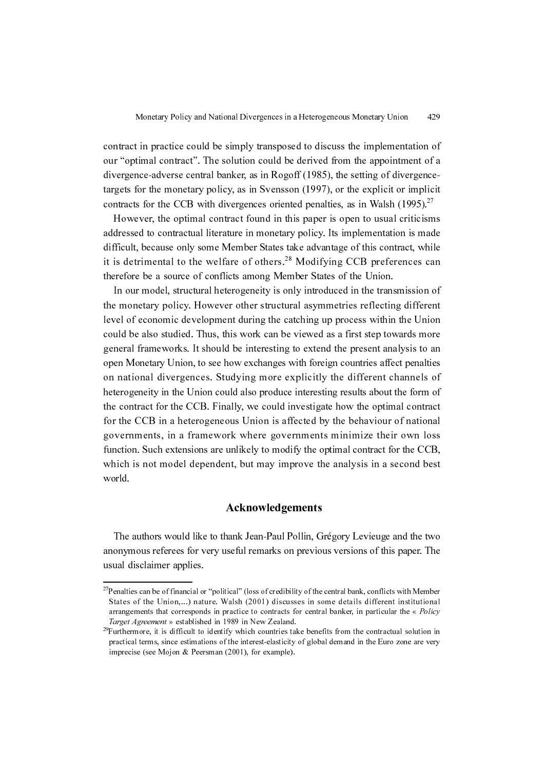contract in practice could be simply transposed to discuss the implementation of our "optimal contract". The solution could be derived from the appointment of a divergence-adverse central banker, as in Rogoff (1985), the setting of divergence-targets for the monetary policy, as in Svensson (1997), or the explicit or implicit contracts for the CCB with divergences oriented penalties, as in Walsh (1995).[27]

However, the optimal contract found in this paper is open to usual criticisms addressed to contractual literature in monetary policy. Its implementation is made difficult, because only some Member States take advantage of this contract, while it is detrimental to the welfare of others.[28] Modifying CCB preferences can therefore be a source of conflicts among Member States of the Union.

In our model, structural heterogeneity is only introduced in the transmission of the monetary policy. However other structural asymmetries reflecting different level of economic development during the catching up process within the Union could be also studied. Thus, this work can be viewed as a first step towards more general frameworks. It should be interesting to extend the present analysis to an open Monetary Union, to see how exchanges with foreign countries affect penalties on national divergences. Studying more explicitly the different channels of heterogeneity in the Union could also produce interesting results about the form of the contract for the CCB. Finally, we could investigate how the optimal contract for the CCB in a heterogeneous Union is affected by the behaviour of national governments, in a framework where governments minimize their own loss function. Such extensions are unlikely to modify the optimal contract for the CCB, which is not model dependent, but may improve the analysis in a second best world.

## Acknowledgements

The authors would like to thank Jean-Paul Pollin, Grégory Levieuge and the two anonymous referees for very useful remarks on previous versions of this paper. The usual disclaimer applies.

---

[27] Penalties can be of financial or "political" (loss of credibility of the central bank, conflicts with Member States of the Union,...) nature. Walsh (2001) discusses in some details different institutional arrangements that corresponds in practice to contracts for central banker, in particular the « *Policy Target Agreement* » established in 1989 in New Zealand.

[29] Furthermore, it is difficult to identify which countries take benefits from the contractual solution in practical terms, since estimations of the interest-elasticity of global demand in the Euro zone are very imprecise (see Mojon & Peersman (2001), for example).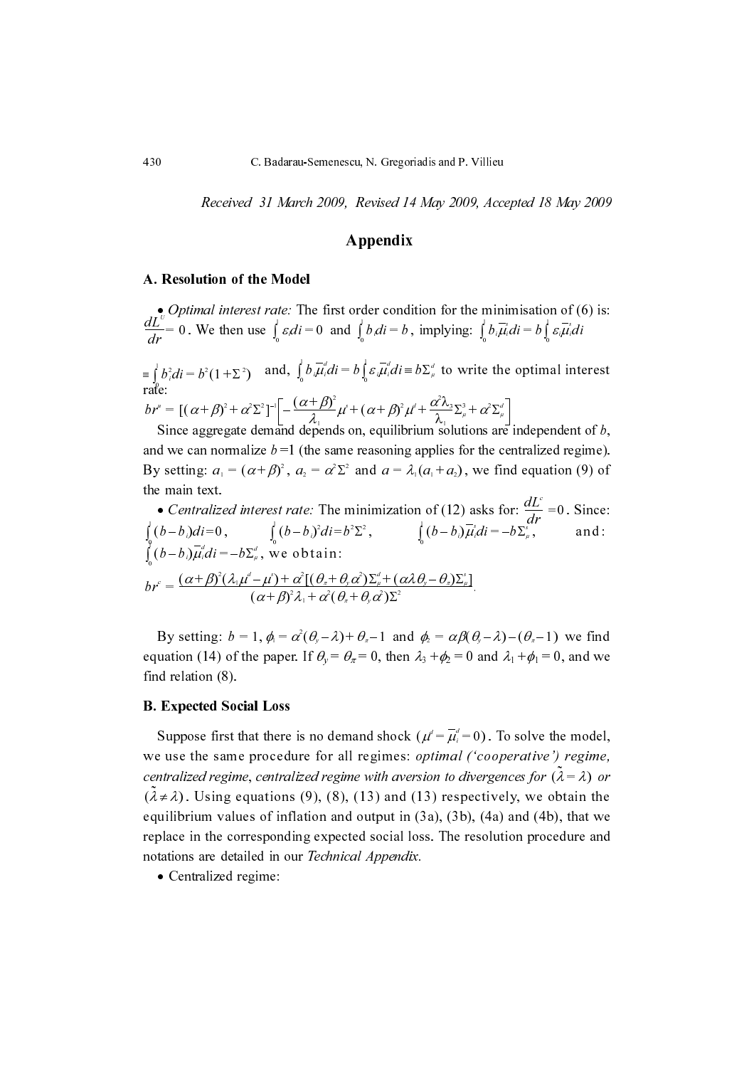*Received 31 March 2009, Revised 14 May 2009, Accepted 18 May 2009*

## Appendix

### A. Resolution of the Model

• *Optimal interest rate:* The first order condition for the minimisation of (6) is: $\frac{dL^U}{dr} = 0$. We then use $\int_0^1 \varepsilon_i di = 0$ and $\int_0^1 b_i di = b$, implying: $\int_0^1 b_i \overline{\mu}_i^s di = b \int_0^1 \varepsilon_i \overline{\mu}_i^s di$ $\equiv \int_0^1 b_i^2 di = b^2(1+\Sigma^2)$ and, $\int_0^1 b_i \overline{\mu}_i^d di = b \int_0^1 \varepsilon_i \overline{\mu}_i^d di \equiv b\Sigma_\mu^d$ to write the optimal interest rate:

$$br^u = [(\alpha+\beta)^2 + \alpha^2\Sigma^2]^{-1}\left[-\frac{(\alpha+\beta)^2}{\lambda_1}\mu^s + (\alpha+\beta)^2\mu^d + \frac{\alpha^2\lambda_3}{\lambda_1}\Sigma_\mu^s + \alpha^2\Sigma_\mu^d\right]$$

Since aggregate demand depends on, equilibrium solutions are independent of $b$, and we can normalize $b = 1$ (the same reasoning applies for the centralized regime). By setting: $a_1 = (\alpha+\beta)^2$, $a_2 = \alpha^2\Sigma^2$ and $a = \lambda_1(a_1 + a_2)$, we find equation (9) of the main text.

• *Centralized interest rate:* The minimization of (12) asks for: $\frac{dL^c}{dr} = 0$. Since: $\int_0^1 (b - b_i) di = 0$, $\int_0^1 (b - b_i)^2 di = b^2\Sigma^2$, $\int_0^1 (b - b_i)\overline{\mu}_i^s di = -b\Sigma_\mu^s$, and: $\int_0^1 (b - b_i)\overline{\mu}_i^d di = -b\Sigma_\mu^d$, we obtain:

$$br^c = \frac{(\alpha+\beta)^2(\lambda_1\mu^d - \mu^s) + \alpha^2[(\theta_\pi + \theta_y\alpha^2)\Sigma_\mu^d + (\alpha\lambda\theta_y - \theta_\pi)\Sigma_\mu^s]}{(\alpha+\beta)^2\lambda_1 + \alpha^2(\theta_\pi + \theta_y\alpha^2)\Sigma^2}.$$

By setting: $b = 1$, $\phi_1 = \alpha^2(\theta_y - \lambda) + \theta_\pi - 1$ and $\phi_2 = \alpha\beta(\theta_y - \lambda) - (\theta_\pi - 1)$ we find equation (14) of the paper. If $\theta_y = \theta_\pi = 0$, then $\lambda_3 + \phi_2 = 0$ and $\lambda_1 + \phi_1 = 0$, and we find relation (8).

### B. Expected Social Loss

Suppose first that there is no demand shock $(\mu^d = \overline{\mu}_i^d = 0)$. To solve the model, we use the same procedure for all regimes: *optimal ('cooperative') regime, centralized regime, centralized regime with aversion to divergences for* $(\tilde{\lambda} = \lambda)$ *or* $(\tilde{\lambda} \neq \lambda)$. Using equations (9), (8), (13) and (13) respectively, we obtain the equilibrium values of inflation and output in (3a), (3b), (4a) and (4b), that we replace in the corresponding expected social loss. The resolution procedure and notations are detailed in our *Technical Appendix*.

• Centralized regime: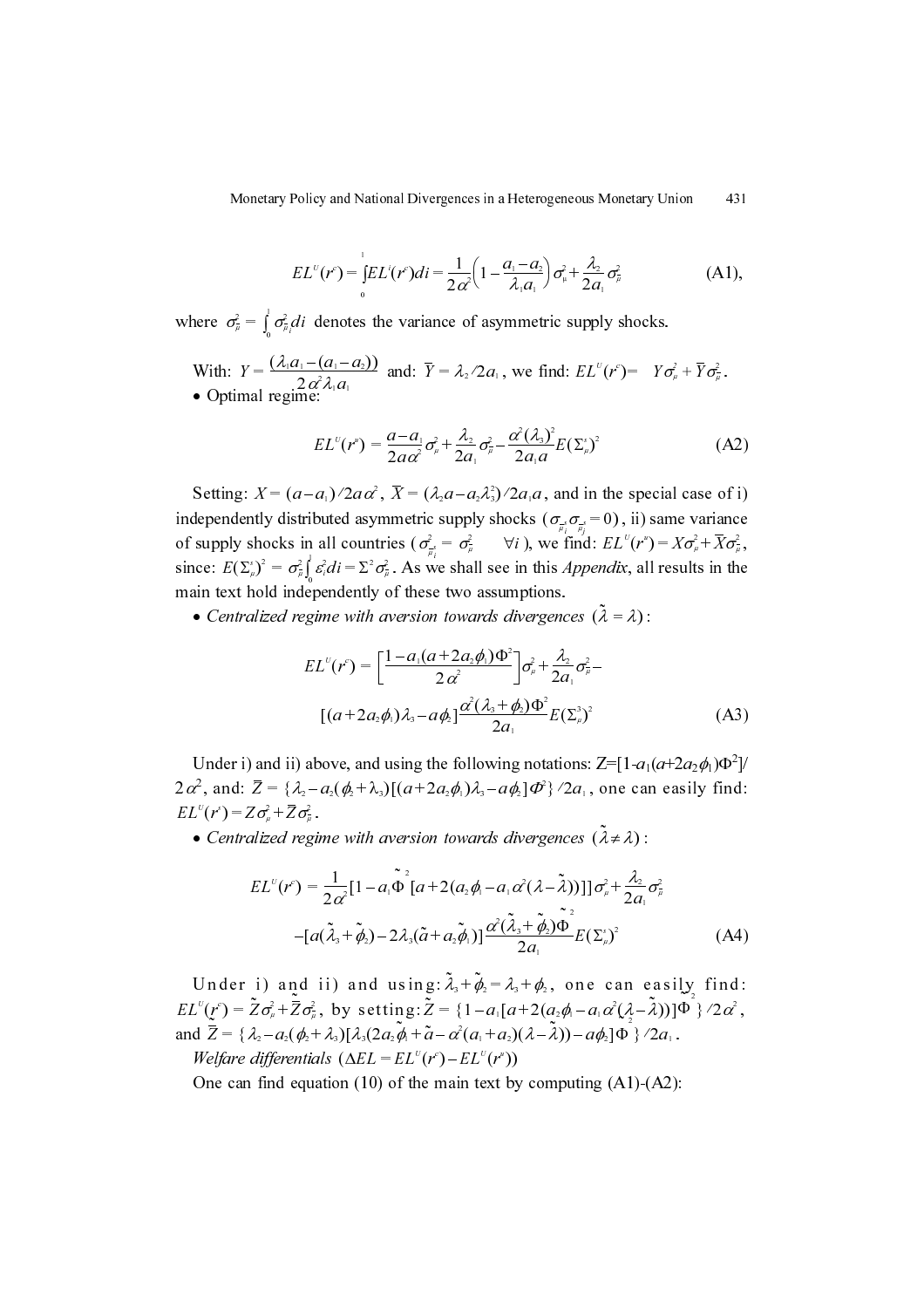$$EL^U(r^c) = \int_0^1 EL^i(r^c)di = \frac{1}{2\alpha^2}\left(1 - \frac{a_1 - a_2}{\lambda_1 a_1}\right)\sigma_\mu^2 + \frac{\lambda_2}{2a_1}\sigma_{\bar{\mu}}^2 \tag{A1},$$

where $\sigma_{\bar{\mu}}^2 = \int_0^1 \sigma_{\bar{\mu}_i}^2 di$ denotes the variance of asymmetric supply shocks.

With: $Y = \dfrac{(\lambda_1 a_1 - (a_1 - a_2))}{2\alpha^2 \lambda_1 a_1}$ and: $\bar{Y} = \lambda_2 / 2a_1$, we find: $EL^U(r^c) = Y\sigma_\mu^2 + \bar{Y}\sigma_{\bar{\mu}}^2$.

- Optimal regime:

$$EL^U(r^o) = \frac{a - a_1}{2a\alpha^2}\sigma_\mu^2 + \frac{\lambda_2}{2a_1}\sigma_{\bar{\mu}}^2 - \frac{\alpha^2(\lambda_3)^2}{2a_1 a}E(\Sigma_\mu^s)^2 \tag{A2}$$

Setting: $X = (a - a_1)/2a\alpha^2$, $\bar{X} = (\lambda_2 a - a_2\lambda_3^2)/2a_1 a$, and in the special case of i) independently distributed asymmetric supply shocks ($\sigma_{\bar{\mu}_i^s}\sigma_{\bar{\mu}_j^s} = 0$), ii) same variance of supply shocks in all countries ($\sigma_{\bar{\mu}_i^s}^2 = \sigma_{\bar{\mu}}^2 \quad \forall i$), we find: $EL^U(r^o) = X\sigma_\mu^2 + \bar{X}\sigma_{\bar{\mu}}^2$, since: $E(\Sigma_\mu^s)^2 = \sigma_{\bar{\mu}}^2 \int_0^1 \varepsilon_i^2 di = \Sigma^2 \sigma_{\bar{\mu}}^2$. As we shall see in this *Appendix*, all results in the main text hold independently of these two assumptions.

- *Centralized regime with aversion towards divergences* $(\tilde{\lambda} = \lambda)$:

$$EL^U(r^c) = \left[\frac{1 - a_1(a + 2a_2\phi_1)\Phi^2}{2\alpha^2}\right]\sigma_\mu^2 + \frac{\lambda_2}{2a_1}\sigma_{\bar{\mu}}^2 -$$
$$[(a + 2a_2\phi_1)\lambda_3 - a\phi_2]\frac{\alpha^2(\lambda_3 + \phi_2)\Phi^2}{2a_1}E(\Sigma_\mu^s)^2 \tag{A3}$$

Under i) and ii) above, and using the following notations: $Z = [1 - a_1(a + 2a_2\phi_1)\Phi^2]/2\alpha^2$, and: $\bar{Z} = \{\lambda_2 - a_2(\phi_2 + \lambda_3)[(a + 2a_2\phi_1)\lambda_3 - a\phi_2]\Phi^2\}/2a_1$, one can easily find: $EL^U(r^c) = Z\sigma_\mu^2 + \bar{Z}\sigma_{\bar{\mu}}^2$.

- *Centralized regime with aversion towards divergences* $(\tilde{\lambda} \neq \lambda)$:

$$EL^U(r^c) = \frac{1}{2\alpha^2}[1 - a_1\tilde{\Phi}^2[a + 2(a_2\phi_1 - a_1\alpha^2(\lambda - \tilde{\lambda}))]]\sigma_\mu^2 + \frac{\lambda_2}{2a_1}\sigma_{\bar{\mu}}^2$$
$$-[a(\tilde{\lambda}_3 + \tilde{\phi}_2) - 2\lambda_3(\tilde{a} + a_2\tilde{\phi}_1)]\frac{\alpha^2(\tilde{\lambda}_3 + \tilde{\phi}_2)\tilde{\Phi}^2}{2a_1}E(\Sigma_\mu^s)^2 \tag{A4}$$

Under i) and ii) and using: $\tilde{\lambda}_3 + \tilde{\phi}_2 = \lambda_3 + \phi_2$, one can easily find: $EL^U(r^c) = \tilde{Z}\sigma_\mu^2 + \tilde{\bar{Z}}\sigma_{\bar{\mu}}^2$, by setting: $\tilde{Z} = \{1 - a_1[a + 2(a_2\phi_1 - a_1\alpha^2(\lambda - \tilde{\lambda}))]\tilde{\Phi}^2\}/2\alpha^2$, and $\tilde{\bar{Z}} = \{\lambda_2 - a_2(\phi_2 + \lambda_3)[\lambda_3(2a_2\tilde{\phi}_1 + \tilde{a} - \alpha^2(a_1 + a_2)(\lambda - \tilde{\lambda})) - a\phi_2]\tilde{\Phi}^2\}/2a_1$.

*Welfare differentials* $(\Delta EL = EL^U(r^c) - EL^U(r^o))$

One can find equation (10) of the main text by computing (A1)-(A2):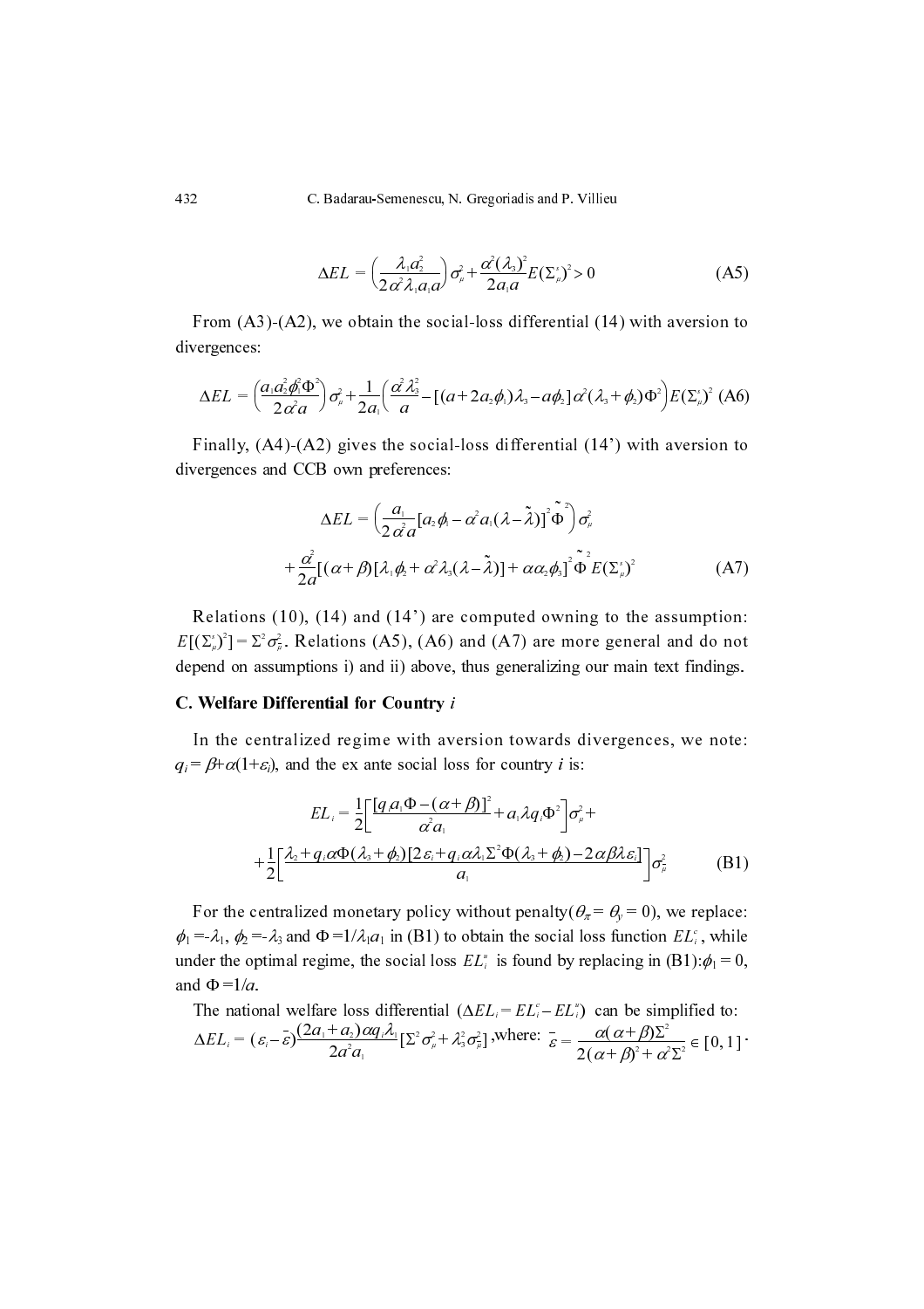$$\Delta EL = \left(\frac{\lambda_1 a_2^2}{2\alpha^2 \lambda_1 a_1 a}\right)\sigma_\mu^2 + \frac{\alpha^2(\lambda_3)^2}{2a_1 a}E(\Sigma_\mu^s)^2 > 0 \tag{A5}$$

From (A3)-(A2), we obtain the social-loss differential (14) with aversion to divergences:

$$\Delta EL = \left(\frac{a_1 a_2^2 \phi_1^2 \Phi^2}{2\alpha^2 a}\right)\sigma_\mu^2 + \frac{1}{2a_1}\left(\frac{\alpha^2\lambda_3^2}{a} - [(a+2a_2\phi_1)\lambda_3 - a\phi_2]\alpha^2(\lambda_3+\phi_2)\Phi^2\right)E(\Sigma_\mu^s)^2 \tag{A6}$$

Finally, (A4)-(A2) gives the social-loss differential (14') with aversion to divergences and CCB own preferences:

$$\Delta EL = \left(\frac{a_1}{2\alpha^2 a}[a_2\phi_1 - \alpha^2 a_1(\lambda - \tilde{\lambda})]^2 \tilde{\Phi}^2\right)\sigma_\mu^2$$

$$+\frac{\alpha^2}{2a}[(\alpha+\beta)[\lambda_1\phi_2 + \alpha^2\lambda_3(\lambda-\tilde{\lambda})] + \alpha\alpha_2\phi_3]^2 \tilde{\Phi}^2 E(\Sigma_\mu^s)^2 \tag{A7}$$

Relations (10), (14) and (14') are computed owning to the assumption: $E[(\Sigma_\mu^s)^2] = \Sigma^2\sigma_{\bar{\mu}}^2$. Relations (A5), (A6) and (A7) are more general and do not depend on assumptions i) and ii) above, thus generalizing our main text findings.

## C. Welfare Differential for Country $i$

In the centralized regime with aversion towards divergences, we note: $q_i = \beta + \alpha(1+\varepsilon_i)$, and the ex ante social loss for country $i$ is:

$$EL_i = \frac{1}{2}\left[\frac{[q_i a_1 \Phi - (\alpha+\beta)]^2}{\alpha^2 a_1} + a_1\lambda q_i \Phi^2\right]\sigma_\mu^2 +$$

$$+\frac{1}{2}\left[\frac{\lambda_2 + q_i\alpha\Phi(\lambda_3+\phi_2)[2\varepsilon_i + q_i\alpha\lambda_1\Sigma^2\Phi(\lambda_3+\phi_2) - 2\alpha\beta\lambda\varepsilon_i]}{a_1}\right]\sigma_{\bar{\mu}}^2 \tag{B1}$$

For the centralized monetary policy without penalty($\theta_\pi = \theta_y = 0$), we replace: $\phi_1 = -\lambda_1$, $\phi_2 = -\lambda_3$ and $\Phi = 1/\lambda_1 a_1$ in (B1) to obtain the social loss function $EL_i^c$, while under the optimal regime, the social loss $EL_i^u$ is found by replacing in (B1): $\phi_1 = 0$, and $\Phi = 1/a$.

The national welfare loss differential ($\Delta EL_i = EL_i^c - EL_i^u$) can be simplified to: $\Delta EL_i = (\varepsilon_i - \bar{\varepsilon})\frac{(2a_1+a_2)\alpha q_i \lambda_1}{2a^2 a_1}[\Sigma^2\sigma_\mu^2 + \lambda_3^2\sigma_{\bar{\mu}}^2]$, where: $\bar{\varepsilon} = \frac{\alpha(\alpha+\beta)\Sigma^2}{2(\alpha+\beta)^2 + \alpha^2\Sigma^2} \in [0,1]$.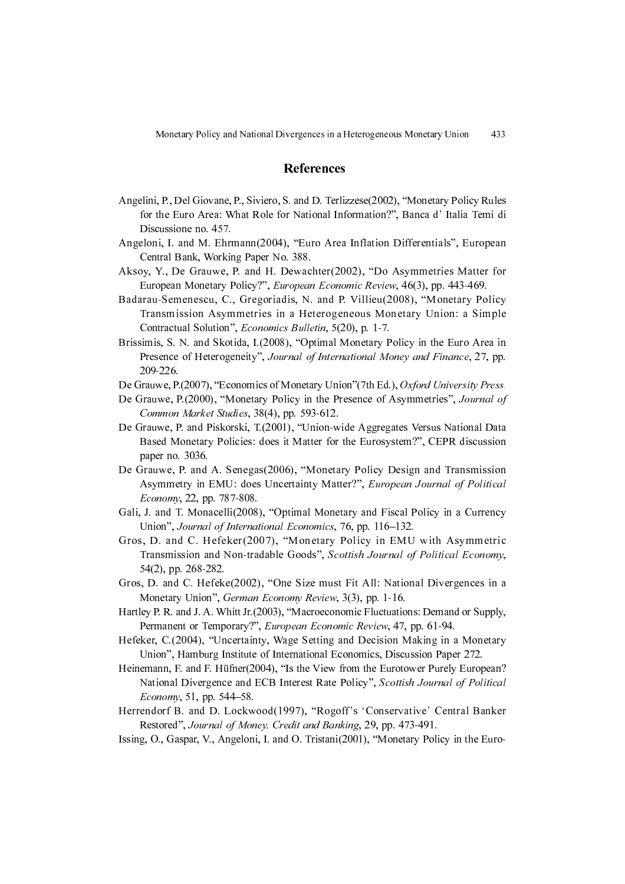## References

Angelini, P., Del Giovane, P., Siviero, S. and D. Terlizzese(2002), "Monetary Policy Rules for the Euro Area: What Role for National Information?", Banca d' Italia Temi di Discussione no. 457.

Angeloni, I. and M. Ehrmann(2004), "Euro Area Inflation Differentials", European Central Bank, Working Paper No. 388.

Aksoy, Y., De Grauwe, P. and H. Dewachter(2002), "Do Asymmetries Matter for European Monetary Policy?", *European Economic Review*, 46(3), pp. 443-469.

Badarau-Semenescu, C., Gregoriadis, N. and P. Villieu(2008), "Monetary Policy Transmission Asymmetries in a Heterogeneous Monetary Union: a Simple Contractual Solution", *Economics Bulletin*, 5(20), p. 1-7.

Brissimis, S. N. and Skotida, I.(2008), "Optimal Monetary Policy in the Euro Area in Presence of Heterogeneity", *Journal of International Money and Finance*, 27, pp. 209-226.

De Grauwe, P.(2007), "Economics of Monetary Union"(7th Ed.), *Oxford University Press.*

De Grauwe, P.(2000), "Monetary Policy in the Presence of Asymmetries", *Journal of Common Market Studies*, 38(4), pp. 593-612.

De Grauwe, P. and Piskorski, T.(2001), "Union-wide Aggregates Versus National Data Based Monetary Policies: does it Matter for the Eurosystem?", CEPR discussion paper no. 3036.

De Grauwe, P. and A. Senegas(2006), "Monetary Policy Design and Transmission Asymmetry in EMU: does Uncertainty Matter?", *European Journal of Political Economy*, 22, pp. 787-808.

Gali, J. and T. Monacelli(2008), "Optimal Monetary and Fiscal Policy in a Currency Union", *Journal of International Economics*, 76, pp. 116–132.

Gros, D. and C. Hefeker(2007), "Monetary Policy in EMU with Asymmetric Transmission and Non-tradable Goods", *Scottish Journal of Political Economy*, 54(2), pp. 268-282.

Gros, D. and C. Hefeke(2002), "One Size must Fit All: National Divergences in a Monetary Union", *German Economy Review*, 3(3), pp. 1-16.

Hartley P. R. and J. A. Whitt Jr.(2003), "Macroeconomic Fluctuations: Demand or Supply, Permanent or Temporary?", *European Economic Review*, 47, pp. 61-94.

Hefeker, C.(2004), "Uncertainty, Wage Setting and Decision Making in a Monetary Union", Hamburg Institute of International Economics, Discussion Paper 272.

Heinemann, F. and F. Hüfner(2004), "Is the View from the Eurotower Purely European? National Divergence and ECB Interest Rate Policy", *Scottish Journal of Political Economy*, 51, pp. 544–58.

Herrendorf B. and D. Lockwood(1997), "Rogoff's 'Conservative' Central Banker Restored", *Journal of Money, Credit and Banking*, 29, pp. 473-491.

Issing, O., Gaspar, V., Angeloni, I. and O. Tristani(2001), "Monetary Policy in the Euro-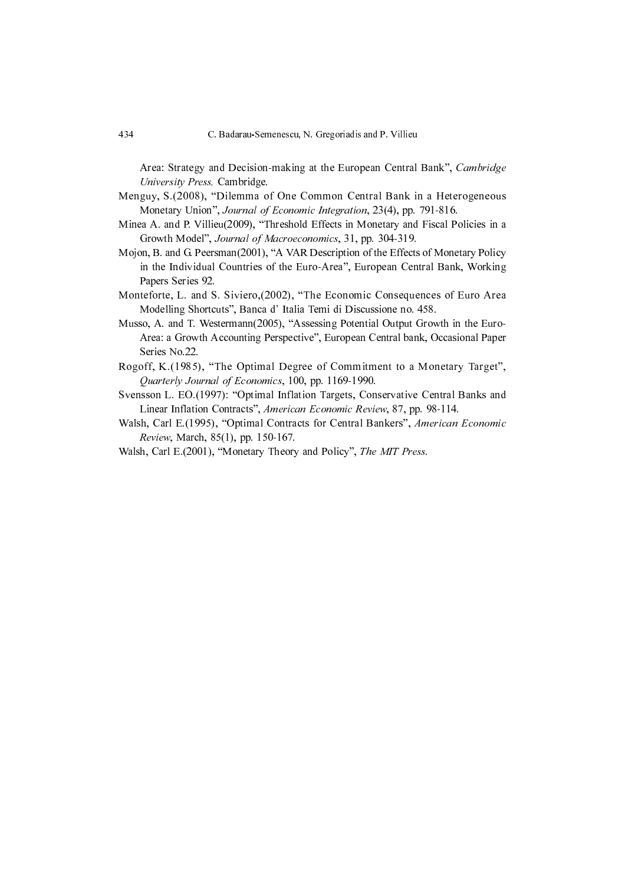Area: Strategy and Decision-making at the European Central Bank", *Cambridge University Press,* Cambridge.

Menguy, S.(2008), "Dilemma of One Common Central Bank in a Heterogeneous Monetary Union", *Journal of Economic Integration*, 23(4), pp. 791-816.

Minea A. and P. Villieu(2009), "Threshold Effects in Monetary and Fiscal Policies in a Growth Model", *Journal of Macroeconomics*, 31, pp. 304-319.

Mojon, B. and G. Peersman(2001), "A VAR Description of the Effects of Monetary Policy in the Individual Countries of the Euro-Area", European Central Bank, Working Papers Series 92.

Monteforte, L. and S. Siviero,(2002), "The Economic Consequences of Euro Area Modelling Shortcuts", Banca d' Italia Temi di Discussione no. 458.

Musso, A. and T. Westermann(2005), "Assessing Potential Output Growth in the Euro-Area: a Growth Accounting Perspective", European Central bank, Occasional Paper Series No.22.

Rogoff, K.(1985), "The Optimal Degree of Commitment to a Monetary Target", *Quarterly Journal of Economics*, 100, pp. 1169-1990.

Svensson L. EO.(1997): "Optimal Inflation Targets, Conservative Central Banks and Linear Inflation Contracts", *American Economic Review*, 87, pp. 98-114.

Walsh, Carl E.(1995), "Optimal Contracts for Central Bankers", *American Economic Review*, March, 85(1), pp. 150-167.

Walsh, Carl E.(2001), "Monetary Theory and Policy", *The MIT Press.*